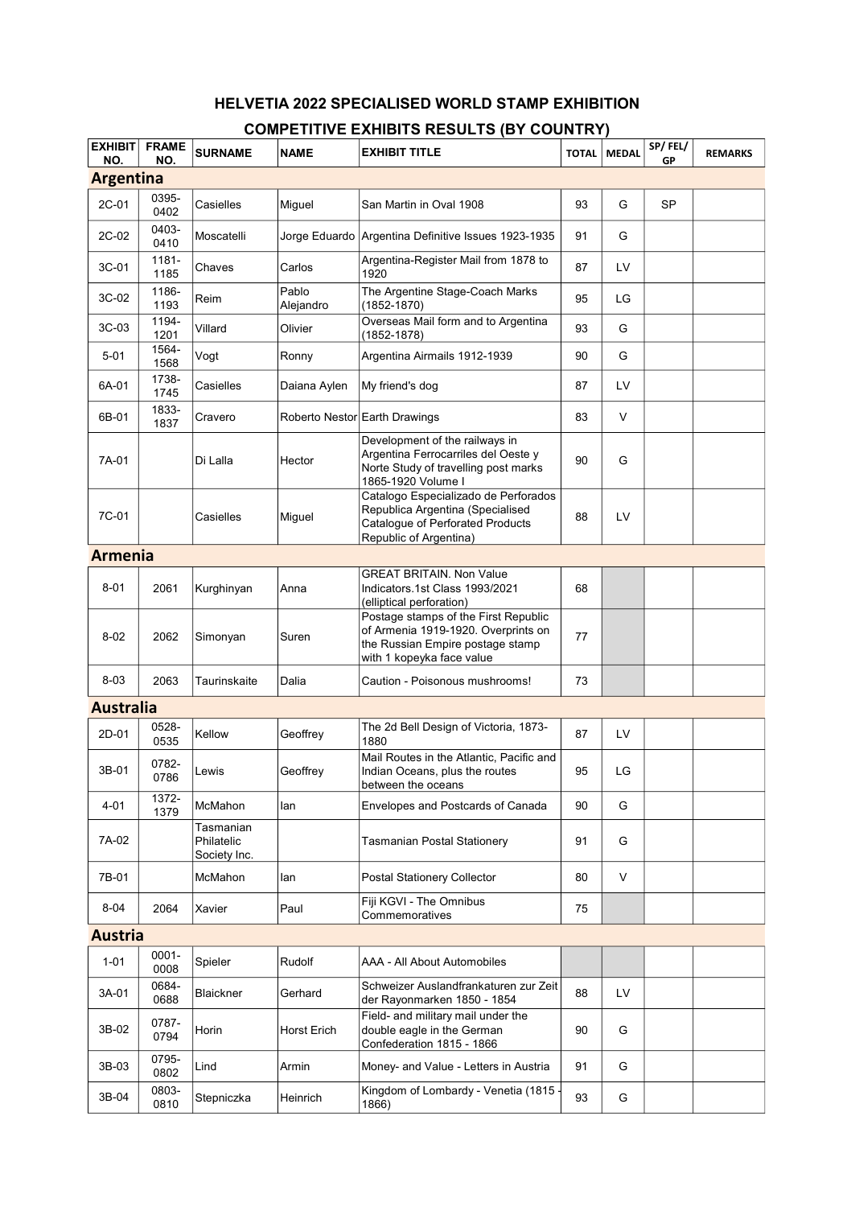## HELVETIA 2022 SPECIALISED WORLD STAMP EXHIBITION

## COMPETITIVE EXHIBITS RESULTS (BY COUNTRY)

| EXHIBIT NO. | FRAME NO. | SURNAME | NAME | EXHIBIT TITLE | TOTAL | MEDAL | SP/ FEL/ GP | REMARKS |
|---|---|---|---|---|---|---|---|---|
| **Argentina** | | | | | | | | |
| 2C-01 | 0395-0402 | Casielles | Miguel | San Martin in Oval 1908 | 93 | G | SP | |
| 2C-02 | 0403-0410 | Moscatelli | Jorge Eduardo | Argentina Definitive Issues 1923-1935 | 91 | G | | |
| 3C-01 | 1181-1185 | Chaves | Carlos | Argentina-Register Mail from 1878 to 1920 | 87 | LV | | |
| 3C-02 | 1186-1193 | Reim | Pablo Alejandro | The Argentine Stage-Coach Marks (1852-1870) | 95 | LG | | |
| 3C-03 | 1194-1201 | Villard | Olivier | Overseas Mail form and to Argentina (1852-1878) | 93 | G | | |
| 5-01 | 1564-1568 | Vogt | Ronny | Argentina Airmails 1912-1939 | 90 | G | | |
| 6A-01 | 1738-1745 | Casielles | Daiana Aylen | My friend's dog | 87 | LV | | |
| 6B-01 | 1833-1837 | Cravero | Roberto Nestor | Earth Drawings | 83 | V | | |
| 7A-01 | | Di Lalla | Hector | Development of the railways in Argentina Ferrocarriles del Oeste y Norte Study of travelling post marks 1865-1920 Volume I | 90 | G | | |
| 7C-01 | | Casielles | Miguel | Catalogo Especializado de Perforados Republica Argentina (Specialised Catalogue of Perforated Products Republic of Argentina) | 88 | LV | | |
| **Armenia** | | | | | | | | |
| 8-01 | 2061 | Kurghinyan | Anna | GREAT BRITAIN. Non Value Indicators.1st Class 1993/2021 (elliptical perforation) | 68 | | | |
| 8-02 | 2062 | Simonyan | Suren | Postage stamps of the First Republic of Armenia 1919-1920. Overprints on the Russian Empire postage stamp with 1 kopeyka face value | 77 | | | |
| 8-03 | 2063 | Taurinskaite | Dalia | Caution - Poisonous mushrooms! | 73 | | | |
| **Australia** | | | | | | | | |
| 2D-01 | 0528-0535 | Kellow | Geoffrey | The 2d Bell Design of Victoria, 1873-1880 | 87 | LV | | |
| 3B-01 | 0782-0786 | Lewis | Geoffrey | Mail Routes in the Atlantic, Pacific and Indian Oceans, plus the routes between the oceans | 95 | LG | | |
| 4-01 | 1372-1379 | McMahon | Ian | Envelopes and Postcards of Canada | 90 | G | | |
| 7A-02 | | Tasmanian Philatelic Society Inc. | | Tasmanian Postal Stationery | 91 | G | | |
| 7B-01 | | McMahon | Ian | Postal Stationery Collector | 80 | V | | |
| 8-04 | 2064 | Xavier | Paul | Fiji KGVI - The Omnibus Commemoratives | 75 | | | |
| **Austria** | | | | | | | | |
| 1-01 | 0001-0008 | Spieler | Rudolf | AAA - All About Automobiles | | | | |
| 3A-01 | 0684-0688 | Blaickner | Gerhard | Schweizer Auslandfrankaturen zur Zeit der Rayonmarken 1850 - 1854 | 88 | LV | | |
| 3B-02 | 0787-0794 | Horin | Horst Erich | Field- and military mail under the double eagle in the German Confederation 1815 - 1866 | 90 | G | | |
| 3B-03 | 0795-0802 | Lind | Armin | Money- and Value - Letters in Austria | 91 | G | | |
| 3B-04 | 0803-0810 | Stepniczka | Heinrich | Kingdom of Lombardy - Venetia (1815 - 1866) | 93 | G | | |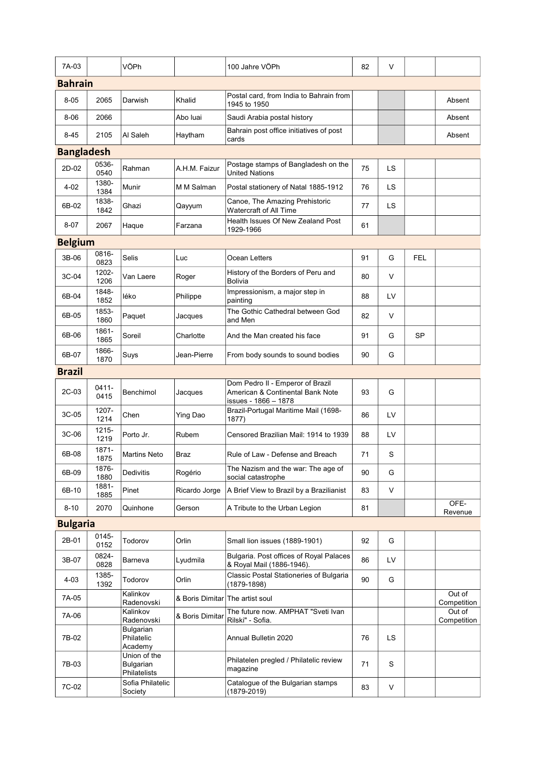| | | | | | | | | |
|---|---|---|---|---|---|---|---|---|
| 7A-03 | | VÖPh | | 100 Jahre VÖPh | 82 | V | | |

## Bahrain

| | | | | | | | | |
|---|---|---|---|---|---|---|---|---|
| 8-05 | 2065 | Darwish | Khalid | Postal card, from India to Bahrain from 1945 to 1950 | | | | Absent |
| 8-06 | 2066 | | Abo luai | Saudi Arabia postal history | | | | Absent |
| 8-45 | 2105 | Al Saleh | Haytham | Bahrain post office initiatives of post cards | | | | Absent |

## Bangladesh

| | | | | | | | | |
|---|---|---|---|---|---|---|---|---|
| 2D-02 | 0536-0540 | Rahman | A.H.M. Faizur | Postage stamps of Bangladesh on the United Nations | 75 | LS | | |
| 4-02 | 1380-1384 | Munir | M M Salman | Postal stationery of Natal 1885-1912 | 76 | LS | | |
| 6B-02 | 1838-1842 | Ghazi | Qayyum | Canoe, The Amazing Prehistoric Watercraft of All Time | 77 | LS | | |
| 8-07 | 2067 | Haque | Farzana | Health Issues Of New Zealand Post 1929-1966 | 61 | | | |

## Belgium

| | | | | | | | | |
|---|---|---|---|---|---|---|---|---|
| 3B-06 | 0816-0823 | Selis | Luc | Ocean Letters | 91 | G | FEL | |
| 3C-04 | 1202-1206 | Van Laere | Roger | History of the Borders of Peru and Bolivia | 80 | V | | |
| 6B-04 | 1848-1852 | Iéko | Philippe | Impressionism, a major step in painting | 88 | LV | | |
| 6B-05 | 1853-1860 | Paquet | Jacques | The Gothic Cathedral between God and Men | 82 | V | | |
| 6B-06 | 1861-1865 | Soreil | Charlotte | And the Man created his face | 91 | G | SP | |
| 6B-07 | 1866-1870 | Suys | Jean-Pierre | From body sounds to sound bodies | 90 | G | | |

## Brazil

| | | | | | | | | |
|---|---|---|---|---|---|---|---|---|
| 2C-03 | 0411-0415 | Benchimol | Jacques | Dom Pedro II - Emperor of Brazil American & Continental Bank Note issues - 1866 – 1878 | 93 | G | | |
| 3C-05 | 1207-1214 | Chen | Ying Dao | Brazil-Portugal Maritime Mail (1698-1877) | 86 | LV | | |
| 3C-06 | 1215-1219 | Porto Jr. | Rubem | Censored Brazilian Mail: 1914 to 1939 | 88 | LV | | |
| 6B-08 | 1871-1875 | Martins Neto | Braz | Rule of Law - Defense and Breach | 71 | S | | |
| 6B-09 | 1876-1880 | Dedivitis | Rogério | The Nazism and the war: The age of social catastrophe | 90 | G | | |
| 6B-10 | 1881-1885 | Pinet | Ricardo Jorge | A Brief View to Brazil by a Brazilianist | 83 | V | | |
| 8-10 | 2070 | Quinhone | Gerson | A Tribute to the Urban Legion | 81 | | | OFE-Revenue |

## Bulgaria

| | | | | | | | | |
|---|---|---|---|---|---|---|---|---|
| 2B-01 | 0145-0152 | Todorov | Orlin | Small lion issues (1889-1901) | 92 | G | | |
| 3B-07 | 0824-0828 | Barneva | Lyudmila | Bulgaria. Post offices of Royal Palaces & Royal Mail (1886-1946). | 86 | LV | | |
| 4-03 | 1385-1392 | Todorov | Orlin | Classic Postal Stationeries of Bulgaria (1879-1898) | 90 | G | | |
| 7A-05 | | Kalinkov Radenovski | & Boris Dimitar | The artist soul | | | | Out of Competition |
| 7A-06 | | Kalinkov Radenovski | & Boris Dimitar | The future now. AMPHAT "Sveti Ivan Rilski" - Sofia. | | | | Out of Competition |
| 7B-02 | | Bulgarian Philatelic Academy | | Annual Bulletin 2020 | 76 | LS | | |
| 7B-03 | | Union of the Bulgarian Philatelists | | Philatelen pregled / Philatelic review magazine | 71 | S | | |
| 7C-02 | | Sofia Philatelic Society | | Catalogue of the Bulgarian stamps (1879-2019) | 83 | V | | |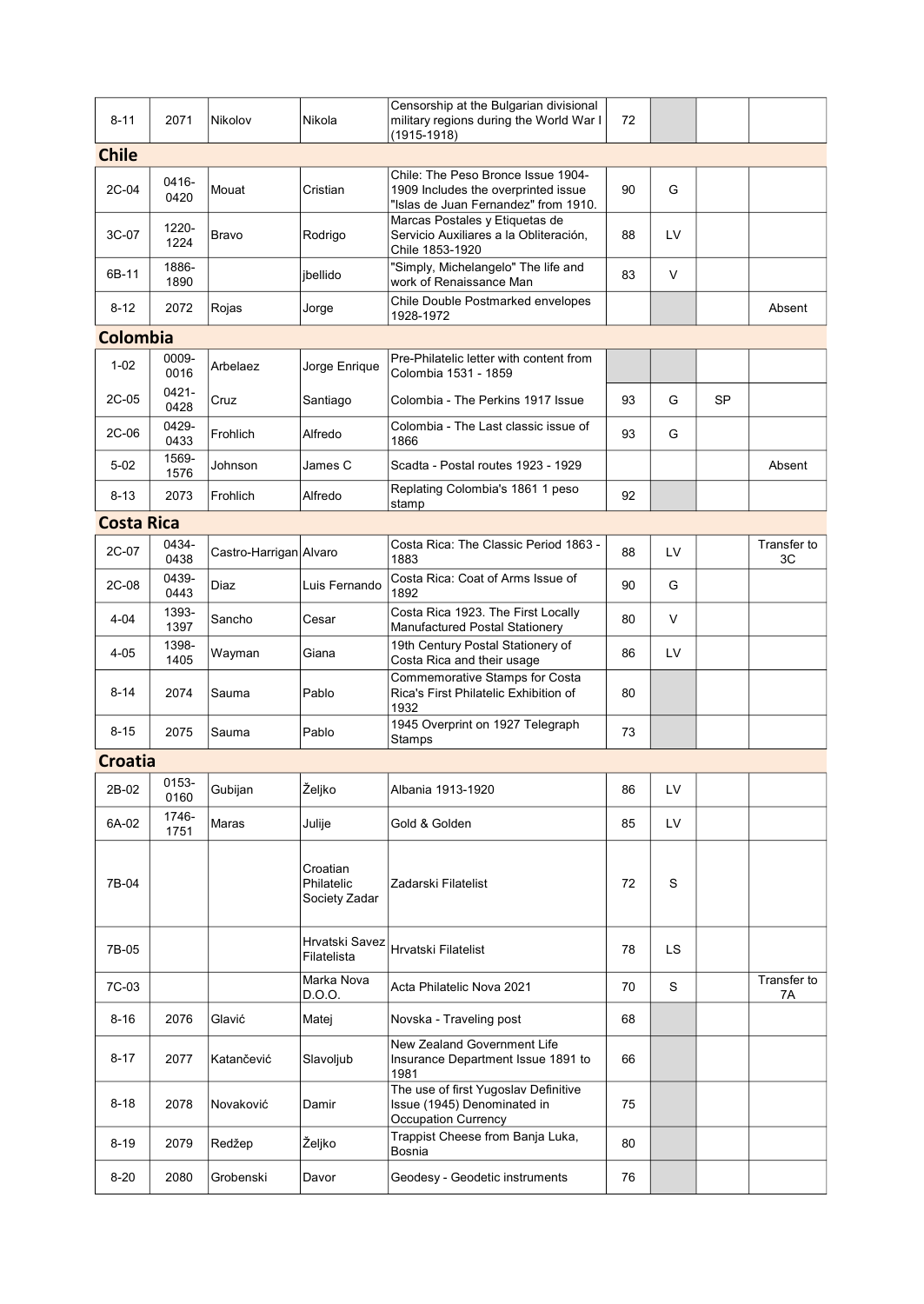| | | | | | | | | |
|---|---|---|---|---|---|---|---|---|
| 8-11 | 2071 | Nikolov | Nikola | Censorship at the Bulgarian divisional military regions during the World War I (1915-1918) | 72 | | | |

## Chile

| | | | | | | | | |
|---|---|---|---|---|---|---|---|---|
| 2C-04 | 0416-0420 | Mouat | Cristian | Chile: The Peso Bronce Issue 1904-1909 Includes the overprinted issue "Islas de Juan Fernandez" from 1910. | 90 | G | | |
| 3C-07 | 1220-1224 | Bravo | Rodrigo | Marcas Postales y Etiquetas de Servicio Auxiliares a la Obliteración, Chile 1853-1920 | 88 | LV | | |
| 6B-11 | 1886-1890 | | jbellido | "Simply, Michelangelo" The life and work of Renaissance Man | 83 | V | | |
| 8-12 | 2072 | Rojas | Jorge | Chile Double Postmarked envelopes 1928-1972 | | | | Absent |

## Colombia

| | | | | | | | | |
|---|---|---|---|---|---|---|---|---|
| 1-02 | 0009-0016 | Arbelaez | Jorge Enrique | Pre-Philatelic letter with content from Colombia 1531 - 1859 | | | | |
| 2C-05 | 0421-0428 | Cruz | Santiago | Colombia - The Perkins 1917 Issue | 93 | G | SP | |
| 2C-06 | 0429-0433 | Frohlich | Alfredo | Colombia - The Last classic issue of 1866 | 93 | G | | |
| 5-02 | 1569-1576 | Johnson | James C | Scadta - Postal routes 1923 - 1929 | | | | Absent |
| 8-13 | 2073 | Frohlich | Alfredo | Replating Colombia's 1861 1 peso stamp | 92 | | | |

## Costa Rica

| | | | | | | | | |
|---|---|---|---|---|---|---|---|---|
| 2C-07 | 0434-0438 | Castro-Harrigan | Alvaro | Costa Rica: The Classic Period 1863 - 1883 | 88 | LV | | Transfer to 3C |
| 2C-08 | 0439-0443 | Diaz | Luis Fernando | Costa Rica: Coat of Arms Issue of 1892 | 90 | G | | |
| 4-04 | 1393-1397 | Sancho | Cesar | Costa Rica 1923. The First Locally Manufactured Postal Stationery | 80 | V | | |
| 4-05 | 1398-1405 | Wayman | Giana | 19th Century Postal Stationery of Costa Rica and their usage | 86 | LV | | |
| 8-14 | 2074 | Sauma | Pablo | Commemorative Stamps for Costa Rica's First Philatelic Exhibition of 1932 | 80 | | | |
| 8-15 | 2075 | Sauma | Pablo | 1945 Overprint on 1927 Telegraph Stamps | 73 | | | |

## Croatia

| | | | | | | | | |
|---|---|---|---|---|---|---|---|---|
| 2B-02 | 0153-0160 | Gubijan | Željko | Albania 1913-1920 | 86 | LV | | |
| 6A-02 | 1746-1751 | Maras | Julije | Gold & Golden | 85 | LV | | |
| 7B-04 | | | Croatian Philatelic Society Zadar | Zadarski Filatelist | 72 | S | | |
| 7B-05 | | | Hrvatski Savez Filatelista | Hrvatski Filatelist | 78 | LS | | |
| 7C-03 | | | Marka Nova D.O.O. | Acta Philatelic Nova 2021 | 70 | S | | Transfer to 7A |
| 8-16 | 2076 | Glavić | Matej | Novska - Traveling post | 68 | | | |
| 8-17 | 2077 | Katančević | Slavoljub | New Zealand Government Life Insurance Department Issue 1891 to 1981 | 66 | | | |
| 8-18 | 2078 | Novaković | Damir | The use of first Yugoslav Definitive Issue (1945) Denominated in Occupation Currency | 75 | | | |
| 8-19 | 2079 | Redžep | Željko | Trappist Cheese from Banja Luka, Bosnia | 80 | | | |
| 8-20 | 2080 | Grobenski | Davor | Geodesy - Geodetic instruments | 76 | | | |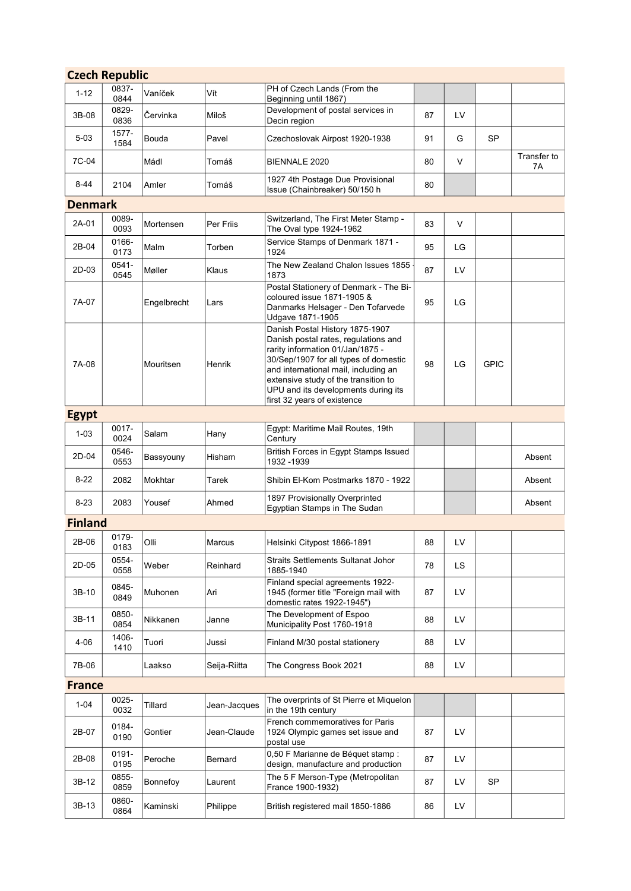## Czech Republic

| | | | | | | | | |
|---|---|---|---|---|---|---|---|---|
| 1-12 | 0837-0844 | Vaníček | Vít | PH of Czech Lands (From the Beginning until 1867) | | | | |
| 3B-08 | 0829-0836 | Červinka | Miloš | Development of postal services in Decin region | 87 | LV | | |
| 5-03 | 1577-1584 | Bouda | Pavel | Czechoslovak Airpost 1920-1938 | 91 | G | SP | |
| 7C-04 | | Mádl | Tomáš | BIENNALE 2020 | 80 | V | | Transfer to 7A |
| 8-44 | 2104 | Amler | Tomáš | 1927 4th Postage Due Provisional Issue (Chainbreaker) 50/150 h | 80 | | | |

## Denmark

| | | | | | | | | |
|---|---|---|---|---|---|---|---|---|
| 2A-01 | 0089-0093 | Mortensen | Per Friis | Switzerland, The First Meter Stamp - The Oval type 1924-1962 | 83 | V | | |
| 2B-04 | 0166-0173 | Malm | Torben | Service Stamps of Denmark 1871 - 1924 | 95 | LG | | |
| 2D-03 | 0541-0545 | Møller | Klaus | The New Zealand Chalon Issues 1855 - 1873 | 87 | LV | | |
| 7A-07 | | Engelbrecht | Lars | Postal Stationery of Denmark - The Bi-coloured issue 1871-1905 & Danmarks Helsager - Den Tofarvede Udgave 1871-1905 | 95 | LG | | |
| 7A-08 | | Mouritsen | Henrik | Danish Postal History 1875-1907 Danish postal rates, regulations and rarity information 01/Jan/1875 - 30/Sep/1907 for all types of domestic and international mail, including an extensive study of the transition to UPU and its developments during its first 32 years of existence | 98 | LG | GPIC | |

## Egypt

| | | | | | | | | |
|---|---|---|---|---|---|---|---|---|
| 1-03 | 0017-0024 | Salam | Hany | Egypt: Maritime Mail Routes, 19th Century | | | | |
| 2D-04 | 0546-0553 | Bassyouny | Hisham | British Forces in Egypt Stamps Issued 1932 -1939 | | | | Absent |
| 8-22 | 2082 | Mokhtar | Tarek | Shibin El-Kom Postmarks 1870 - 1922 | | | | Absent |
| 8-23 | 2083 | Yousef | Ahmed | 1897 Provisionally Overprinted Egyptian Stamps in The Sudan | | | | Absent |

## Finland

| | | | | | | | | |
|---|---|---|---|---|---|---|---|---|
| 2B-06 | 0179-0183 | Olli | Marcus | Helsinki Citypost 1866-1891 | 88 | LV | | |
| 2D-05 | 0554-0558 | Weber | Reinhard | Straits Settlements Sultanat Johor 1885-1940 | 78 | LS | | |
| 3B-10 | 0845-0849 | Muhonen | Ari | Finland special agreements 1922-1945 (former title "Foreign mail with domestic rates 1922-1945") | 87 | LV | | |
| 3B-11 | 0850-0854 | Nikkanen | Janne | The Development of Espoo Municipality Post 1760-1918 | 88 | LV | | |
| 4-06 | 1406-1410 | Tuori | Jussi | Finland M/30 postal stationery | 88 | LV | | |
| 7B-06 | | Laakso | Seija-Riitta | The Congress Book 2021 | 88 | LV | | |

## France

| | | | | | | | | |
|---|---|---|---|---|---|---|---|---|
| 1-04 | 0025-0032 | Tillard | Jean-Jacques | The overprints of St Pierre et Miquelon in the 19th century | | | | |
| 2B-07 | 0184-0190 | Gontier | Jean-Claude | French commemoratives for Paris 1924 Olympic games set issue and postal use | 87 | LV | | |
| 2B-08 | 0191-0195 | Peroche | Bernard | 0,50 F Marianne de Béquet stamp : design, manufacture and production | 87 | LV | | |
| 3B-12 | 0855-0859 | Bonnefoy | Laurent | The 5 F Merson-Type (Metropolitan France 1900-1932) | 87 | LV | SP | |
| 3B-13 | 0860-0864 | Kaminski | Philippe | British registered mail 1850-1886 | 86 | LV | | |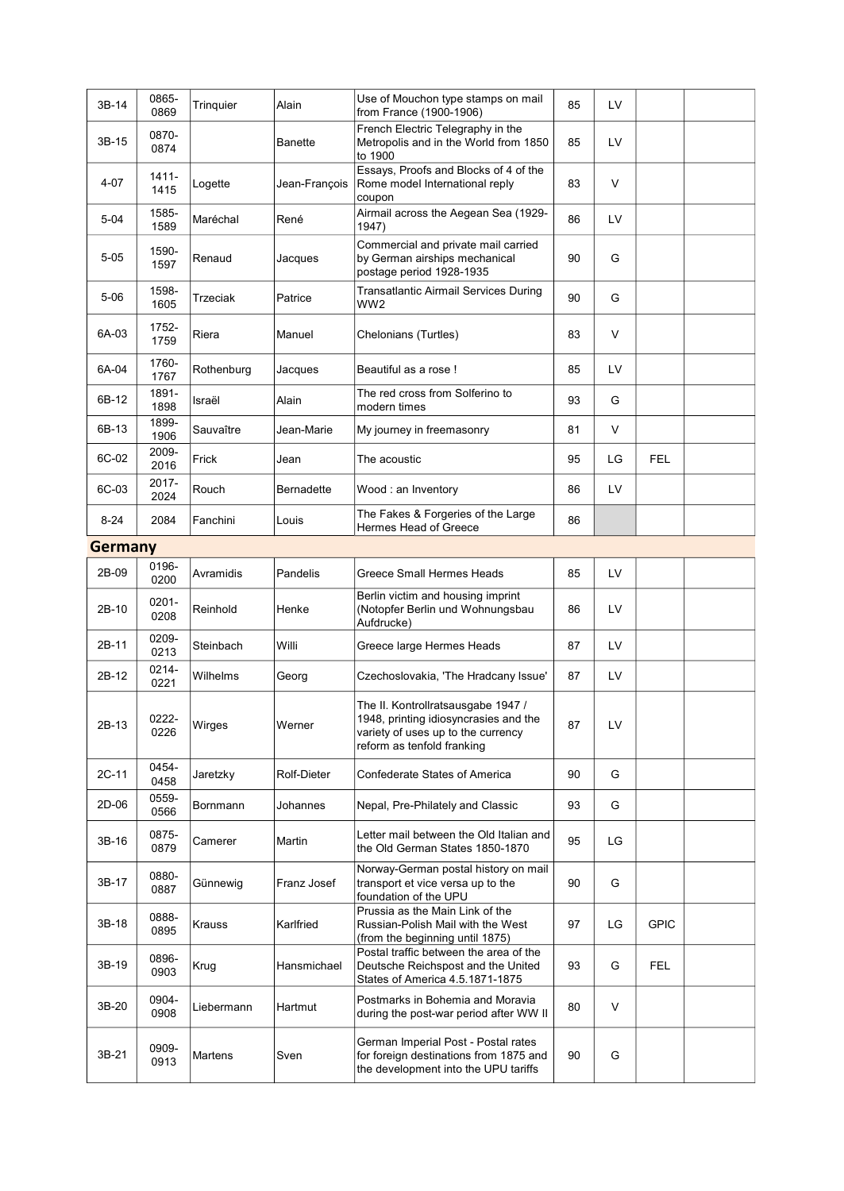| | | | | | | | | |
|---|---|---|---|---|---|---|---|---|
| 3B-14 | 0865-0869 | Trinquier | Alain | Use of Mouchon type stamps on mail from France (1900-1906) | 85 | LV | | |
| 3B-15 | 0870-0874 | | Banette | French Electric Telegraphy in the Metropolis and in the World from 1850 to 1900 | 85 | LV | | |
| 4-07 | 1411-1415 | Logette | Jean-François | Essays, Proofs and Blocks of 4 of the Rome model International reply coupon | 83 | V | | |
| 5-04 | 1585-1589 | Maréchal | René | Airmail across the Aegean Sea (1929-1947) | 86 | LV | | |
| 5-05 | 1590-1597 | Renaud | Jacques | Commercial and private mail carried by German airships mechanical postage period 1928-1935 | 90 | G | | |
| 5-06 | 1598-1605 | Trzeciak | Patrice | Transatlantic Airmail Services During WW2 | 90 | G | | |
| 6A-03 | 1752-1759 | Riera | Manuel | Chelonians (Turtles) | 83 | V | | |
| 6A-04 | 1760-1767 | Rothenburg | Jacques | Beautiful as a rose ! | 85 | LV | | |
| 6B-12 | 1891-1898 | Israël | Alain | The red cross from Solferino to modern times | 93 | G | | |
| 6B-13 | 1899-1906 | Sauvaître | Jean-Marie | My journey in freemasonry | 81 | V | | |
| 6C-02 | 2009-2016 | Frick | Jean | The acoustic | 95 | LG | FEL | |
| 6C-03 | 2017-2024 | Rouch | Bernadette | Wood : an Inventory | 86 | LV | | |
| 8-24 | 2084 | Fanchini | Louis | The Fakes & Forgeries of the Large Hermes Head of Greece | 86 | | | |
| **Germany** | | | | | | | | |
| 2B-09 | 0196-0200 | Avramidis | Pandelis | Greece Small Hermes Heads | 85 | LV | | |
| 2B-10 | 0201-0208 | Reinhold | Henke | Berlin victim and housing imprint (Notopfer Berlin und Wohnungsbau Aufdrucke) | 86 | LV | | |
| 2B-11 | 0209-0213 | Steinbach | Willi | Greece large Hermes Heads | 87 | LV | | |
| 2B-12 | 0214-0221 | Wilhelms | Georg | Czechoslovakia, 'The Hradcany Issue' | 87 | LV | | |
| 2B-13 | 0222-0226 | Wirges | Werner | The II. Kontrollratsausgabe 1947 / 1948, printing idiosyncrasies and the variety of uses up to the currency reform as tenfold franking | 87 | LV | | |
| 2C-11 | 0454-0458 | Jaretzky | Rolf-Dieter | Confederate States of America | 90 | G | | |
| 2D-06 | 0559-0566 | Bornmann | Johannes | Nepal, Pre-Philately and Classic | 93 | G | | |
| 3B-16 | 0875-0879 | Camerer | Martin | Letter mail between the Old Italian and the Old German States 1850-1870 | 95 | LG | | |
| 3B-17 | 0880-0887 | Günnewig | Franz Josef | Norway-German postal history on mail transport et vice versa up to the foundation of the UPU | 90 | G | | |
| 3B-18 | 0888-0895 | Krauss | Karlfried | Prussia as the Main Link of the Russian-Polish Mail with the West (from the beginning until 1875) | 97 | LG | GPIC | |
| 3B-19 | 0896-0903 | Krug | Hansmichael | Postal traffic between the area of the Deutsche Reichspost and the United States of America 4.5.1871-1875 | 93 | G | FEL | |
| 3B-20 | 0904-0908 | Liebermann | Hartmut | Postmarks in Bohemia and Moravia during the post-war period after WW II | 80 | V | | |
| 3B-21 | 0909-0913 | Martens | Sven | German Imperial Post - Postal rates for foreign destinations from 1875 and the development into the UPU tariffs | 90 | G | | |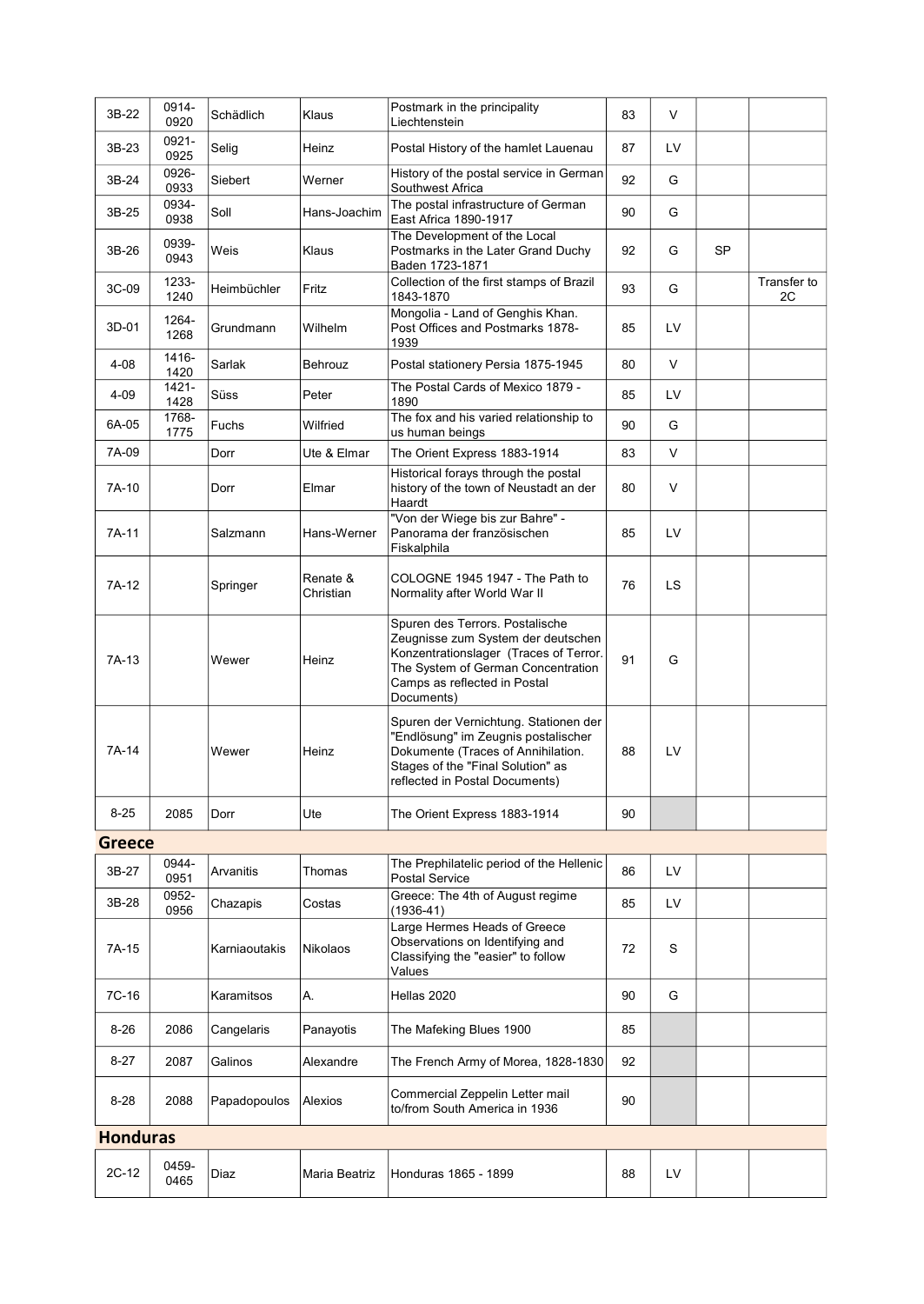| | | | | | | | | |
|---|---|---|---|---|---|---|---|---|
| 3B-22 | 0914-0920 | Schädlich | Klaus | Postmark in the principality Liechtenstein | 83 | V | | |
| 3B-23 | 0921-0925 | Selig | Heinz | Postal History of the hamlet Lauenau | 87 | LV | | |
| 3B-24 | 0926-0933 | Siebert | Werner | History of the postal service in German Southwest Africa | 92 | G | | |
| 3B-25 | 0934-0938 | Soll | Hans-Joachim | The postal infrastructure of German East Africa 1890-1917 | 90 | G | | |
| 3B-26 | 0939-0943 | Weis | Klaus | The Development of the Local Postmarks in the Later Grand Duchy Baden 1723-1871 | 92 | G | SP | |
| 3C-09 | 1233-1240 | Heimbüchler | Fritz | Collection of the first stamps of Brazil 1843-1870 | 93 | G | | Transfer to 2C |
| 3D-01 | 1264-1268 | Grundmann | Wilhelm | Mongolia - Land of Genghis Khan. Post Offices and Postmarks 1878-1939 | 85 | LV | | |
| 4-08 | 1416-1420 | Sarlak | Behrouz | Postal stationery Persia 1875-1945 | 80 | V | | |
| 4-09 | 1421-1428 | Süss | Peter | The Postal Cards of Mexico 1879 - 1890 | 85 | LV | | |
| 6A-05 | 1768-1775 | Fuchs | Wilfried | The fox and his varied relationship to us human beings | 90 | G | | |
| 7A-09 | | Dorr | Ute & Elmar | The Orient Express 1883-1914 | 83 | V | | |
| 7A-10 | | Dorr | Elmar | Historical forays through the postal history of the town of Neustadt an der Haardt | 80 | V | | |
| 7A-11 | | Salzmann | Hans-Werner | "Von der Wiege bis zur Bahre" - Panorama der französischen Fiskalphila | 85 | LV | | |
| 7A-12 | | Springer | Renate & Christian | COLOGNE 1945 1947 - The Path to Normality after World War II | 76 | LS | | |
| 7A-13 | | Wewer | Heinz | Spuren des Terrors. Postalische Zeugnisse zum System der deutschen Konzentrationslager (Traces of Terror. The System of German Concentration Camps as reflected in Postal Documents) | 91 | G | | |
| 7A-14 | | Wewer | Heinz | Spuren der Vernichtung. Stationen der "Endlösung" im Zeugnis postalischer Dokumente (Traces of Annihilation. Stages of the "Final Solution" as reflected in Postal Documents) | 88 | LV | | |
| 8-25 | 2085 | Dorr | Ute | The Orient Express 1883-1914 | 90 | | | |
| **Greece** | | | | | | | | |
| 3B-27 | 0944-0951 | Arvanitis | Thomas | The Prephilatelic period of the Hellenic Postal Service | 86 | LV | | |
| 3B-28 | 0952-0956 | Chazapis | Costas | Greece: The 4th of August regime (1936-41) | 85 | LV | | |
| 7A-15 | | Karniaoutakis | Nikolaos | Large Hermes Heads of Greece Observations on Identifying and Classifying the "easier" to follow Values | 72 | S | | |
| 7C-16 | | Karamitsos | A. | Hellas 2020 | 90 | G | | |
| 8-26 | 2086 | Cangelaris | Panayotis | The Mafeking Blues 1900 | 85 | | | |
| 8-27 | 2087 | Galinos | Alexandre | The French Army of Morea, 1828-1830 | 92 | | | |
| 8-28 | 2088 | Papadopoulos | Alexios | Commercial Zeppelin Letter mail to/from South America in 1936 | 90 | | | |
| **Honduras** | | | | | | | | |
| 2C-12 | 0459-0465 | Diaz | Maria Beatriz | Honduras 1865 - 1899 | 88 | LV | | |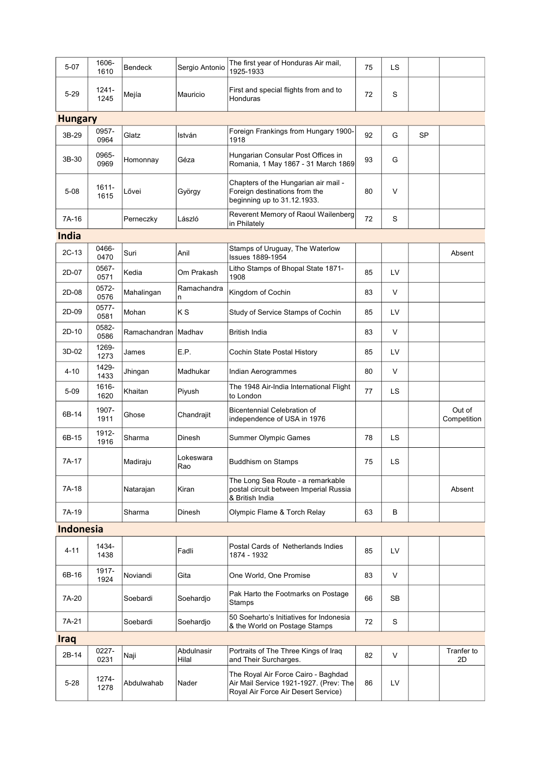| 5-07 | 1606-1610 | Bendeck | Sergio Antonio | The first year of Honduras Air mail, 1925-1933 | 75 | LS | | |
|---|---|---|---|---|---|---|---|---|
| 5-29 | 1241-1245 | Mejía | Mauricio | First and special flights from and to Honduras | 72 | S | | |
| **Hungary** | | | | | | | | |
| 3B-29 | 0957-0964 | Glatz | István | Foreign Frankings from Hungary 1900-1918 | 92 | G | SP | |
| 3B-30 | 0965-0969 | Homonnay | Géza | Hungarian Consular Post Offices in Romania, 1 May 1867 - 31 March 1869 | 93 | G | | |
| 5-08 | 1611-1615 | Lővei | György | Chapters of the Hungarian air mail - Foreign destinations from the beginning up to 31.12.1933. | 80 | V | | |
| 7A-16 | | Perneczky | László | Reverent Memory of Raoul Wailenberg in Philately | 72 | S | | |
| **India** | | | | | | | | |
| 2C-13 | 0466-0470 | Suri | Anil | Stamps of Uruguay, The Waterlow Issues 1889-1954 | | | | Absent |
| 2D-07 | 0567-0571 | Kedia | Om Prakash | Litho Stamps of Bhopal State 1871-1908 | 85 | LV | | |
| 2D-08 | 0572-0576 | Mahalingan | Ramachandran | Kingdom of Cochin | 83 | V | | |
| 2D-09 | 0577-0581 | Mohan | K S | Study of Service Stamps of Cochin | 85 | LV | | |
| 2D-10 | 0582-0586 | Ramachandran | Madhav | British India | 83 | V | | |
| 3D-02 | 1269-1273 | James | E.P. | Cochin State Postal History | 85 | LV | | |
| 4-10 | 1429-1433 | Jhingan | Madhukar | Indian Aerogrammes | 80 | V | | |
| 5-09 | 1616-1620 | Khaitan | Piyush | The 1948 Air-India International Flight to London | 77 | LS | | |
| 6B-14 | 1907-1911 | Ghose | Chandrajit | Bicentennial Celebration of independence of USA in 1976 | | | | Out of Competition |
| 6B-15 | 1912-1916 | Sharma | Dinesh | Summer Olympic Games | 78 | LS | | |
| 7A-17 | | Madiraju | Lokeswara Rao | Buddhism on Stamps | 75 | LS | | |
| 7A-18 | | Natarajan | Kiran | The Long Sea Route - a remarkable postal circuit between Imperial Russia & British India | | | | Absent |
| 7A-19 | | Sharma | Dinesh | Olympic Flame & Torch Relay | 63 | B | | |
| **Indonesia** | | | | | | | | |
| 4-11 | 1434-1438 | | Fadli | Postal Cards of Netherlands Indies 1874 - 1932 | 85 | LV | | |
| 6B-16 | 1917-1924 | Noviandi | Gita | One World, One Promise | 83 | V | | |
| 7A-20 | | Soebardi | Soehardjo | Pak Harto the Footmarks on Postage Stamps | 66 | SB | | |
| 7A-21 | | Soebardi | Soehardjo | 50 Soeharto's Initiatives for Indonesia & the World on Postage Stamps | 72 | S | | |
| **Iraq** | | | | | | | | |
| 2B-14 | 0227-0231 | Naji | Abdulnasir Hilal | Portraits of The Three Kings of Iraq and Their Surcharges. | 82 | V | | Tranfer to 2D |
| 5-28 | 1274-1278 | Abdulwahab | Nader | The Royal Air Force Cairo - Baghdad Air Mail Service 1921-1927. (Prev: The Royal Air Force Air Desert Service) | 86 | LV | | |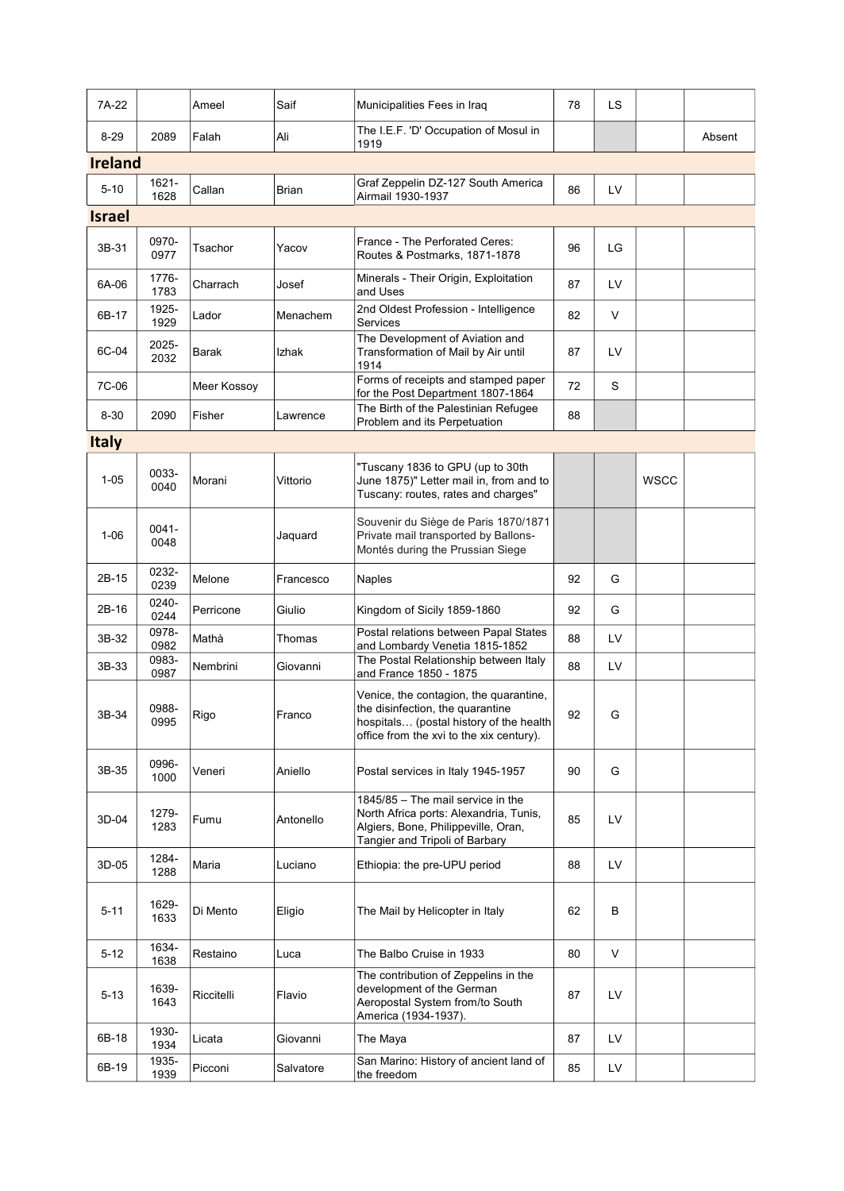| | | | | | | | | |
|---|---|---|---|---|---|---|---|---|
| 7A-22 | | Ameel | Saif | Municipalities Fees in Iraq | 78 | LS | | |
| 8-29 | 2089 | Falah | Ali | The I.E.F. 'D' Occupation of Mosul in 1919 | | | | Absent |

## Ireland

| | | | | | | | | |
|---|---|---|---|---|---|---|---|---|
| 5-10 | 1621-1628 | Callan | Brian | Graf Zeppelin DZ-127 South America Airmail 1930-1937 | 86 | LV | | |

## Israel

| | | | | | | | | |
|---|---|---|---|---|---|---|---|---|
| 3B-31 | 0970-0977 | Tsachor | Yacov | France - The Perforated Ceres: Routes & Postmarks, 1871-1878 | 96 | LG | | |
| 6A-06 | 1776-1783 | Charrach | Josef | Minerals - Their Origin, Exploitation and Uses | 87 | LV | | |
| 6B-17 | 1925-1929 | Lador | Menachem | 2nd Oldest Profession - Intelligence Services | 82 | V | | |
| 6C-04 | 2025-2032 | Barak | Izhak | The Development of Aviation and Transformation of Mail by Air until 1914 | 87 | LV | | |
| 7C-06 | | Meer Kossoy | | Forms of receipts and stamped paper for the Post Department 1807-1864 | 72 | S | | |
| 8-30 | 2090 | Fisher | Lawrence | The Birth of the Palestinian Refugee Problem and its Perpetuation | 88 | | | |

## Italy

| | | | | | | | | |
|---|---|---|---|---|---|---|---|---|
| 1-05 | 0033-0040 | Morani | Vittorio | "Tuscany 1836 to GPU (up to 30th June 1875)" Letter mail in, from and to Tuscany: routes, rates and charges" | | | WSCC | |
| 1-06 | 0041-0048 | | Jaquard | Souvenir du Siège de Paris 1870/1871 Private mail transported by Ballons-Montés during the Prussian Siege | | | | |
| 2B-15 | 0232-0239 | Melone | Francesco | Naples | 92 | G | | |
| 2B-16 | 0240-0244 | Perricone | Giulio | Kingdom of Sicily 1859-1860 | 92 | G | | |
| 3B-32 | 0978-0982 | Mathà | Thomas | Postal relations between Papal States and Lombardy Venetia 1815-1852 | 88 | LV | | |
| 3B-33 | 0983-0987 | Nembrini | Giovanni | The Postal Relationship between Italy and France 1850 - 1875 | 88 | LV | | |
| 3B-34 | 0988-0995 | Rigo | Franco | Venice, the contagion, the quarantine, the disinfection, the quarantine hospitals… (postal history of the health office from the xvi to the xix century). | 92 | G | | |
| 3B-35 | 0996-1000 | Veneri | Aniello | Postal services in Italy 1945-1957 | 90 | G | | |
| 3D-04 | 1279-1283 | Fumu | Antonello | 1845/85 – The mail service in the North Africa ports: Alexandria, Tunis, Algiers, Bone, Philippeville, Oran, Tangier and Tripoli of Barbary | 85 | LV | | |
| 3D-05 | 1284-1288 | Maria | Luciano | Ethiopia: the pre-UPU period | 88 | LV | | |
| 5-11 | 1629-1633 | Di Mento | Eligio | The Mail by Helicopter in Italy | 62 | B | | |
| 5-12 | 1634-1638 | Restaino | Luca | The Balbo Cruise in 1933 | 80 | V | | |
| 5-13 | 1639-1643 | Riccitelli | Flavio | The contribution of Zeppelins in the development of the German Aeropostal System from/to South America (1934-1937). | 87 | LV | | |
| 6B-18 | 1930-1934 | Licata | Giovanni | The Maya | 87 | LV | | |
| 6B-19 | 1935-1939 | Picconi | Salvatore | San Marino: History of ancient land of the freedom | 85 | LV | | |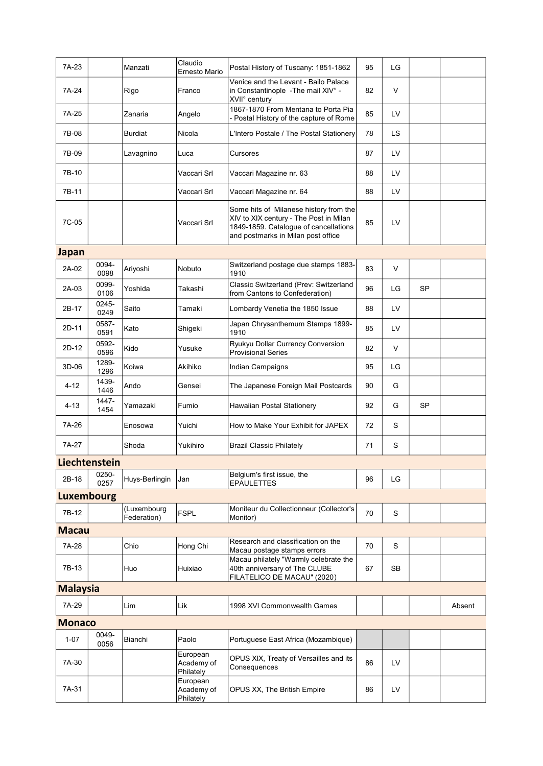| | | | | | | | | |
|---|---|---|---|---|---|---|---|---|
| 7A-23 | | Manzati | Claudio Ernesto Mario | Postal History of Tuscany: 1851-1862 | 95 | LG | | |
| 7A-24 | | Rigo | Franco | Venice and the Levant - Bailo Palace in Constantinople -The mail XIV° - XVII° century | 82 | V | | |
| 7A-25 | | Zanaria | Angelo | 1867-1870 From Mentana to Porta Pia - Postal History of the capture of Rome | 85 | LV | | |
| 7B-08 | | Burdiat | Nicola | L'Intero Postale / The Postal Stationery | 78 | LS | | |
| 7B-09 | | Lavagnino | Luca | Cursores | 87 | LV | | |
| 7B-10 | | | Vaccari Srl | Vaccari Magazine nr. 63 | 88 | LV | | |
| 7B-11 | | | Vaccari Srl | Vaccari Magazine nr. 64 | 88 | LV | | |
| 7C-05 | | | Vaccari Srl | Some hits of Milanese history from the XIV to XIX century - The Post in Milan 1849-1859. Catalogue of cancellations and postmarks in Milan post office | 85 | LV | | |
| **Japan** | | | | | | | | |
| 2A-02 | 0094-0098 | Ariyoshi | Nobuto | Switzerland postage due stamps 1883-1910 | 83 | V | | |
| 2A-03 | 0099-0106 | Yoshida | Takashi | Classic Switzerland (Prev: Switzerland from Cantons to Confederation) | 96 | LG | SP | |
| 2B-17 | 0245-0249 | Saito | Tamaki | Lombardy Venetia the 1850 Issue | 88 | LV | | |
| 2D-11 | 0587-0591 | Kato | Shigeki | Japan Chrysanthemum Stamps 1899-1910 | 85 | LV | | |
| 2D-12 | 0592-0596 | Kido | Yusuke | Ryukyu Dollar Currency Conversion Provisional Series | 82 | V | | |
| 3D-06 | 1289-1296 | Koiwa | Akihiko | Indian Campaigns | 95 | LG | | |
| 4-12 | 1439-1446 | Ando | Gensei | The Japanese Foreign Mail Postcards | 90 | G | | |
| 4-13 | 1447-1454 | Yamazaki | Fumio | Hawaiian Postal Stationery | 92 | G | SP | |
| 7A-26 | | Enosowa | Yuichi | How to Make Your Exhibit for JAPEX | 72 | S | | |
| 7A-27 | | Shoda | Yukihiro | Brazil Classic Philately | 71 | S | | |
| **Liechtenstein** | | | | | | | | |
| 2B-18 | 0250-0257 | Huys-Berlingin | Jan | Belgium's first issue, the EPAULETTES | 96 | LG | | |
| **Luxembourg** | | | | | | | | |
| 7B-12 | | (Luxembourg Federation) | FSPL | Moniteur du Collectionneur (Collector's Monitor) | 70 | S | | |
| **Macau** | | | | | | | | |
| 7A-28 | | Chio | Hong Chi | Research and classification on the Macau postage stamps errors | 70 | S | | |
| 7B-13 | | Huo | Huixiao | Macau philately "Warmly celebrate the 40th anniversary of The CLUBE FILATELICO DE MACAU" (2020) | 67 | SB | | |
| **Malaysia** | | | | | | | | |
| 7A-29 | | Lim | Lik | 1998 XVI Commonwealth Games | | | | Absent |
| **Monaco** | | | | | | | | |
| 1-07 | 0049-0056 | Bianchi | Paolo | Portuguese East Africa (Mozambique) | | | | |
| 7A-30 | | | European Academy of Philately | OPUS XIX, Treaty of Versailles and its Consequences | 86 | LV | | |
| 7A-31 | | | European Academy of Philately | OPUS XX, The British Empire | 86 | LV | | |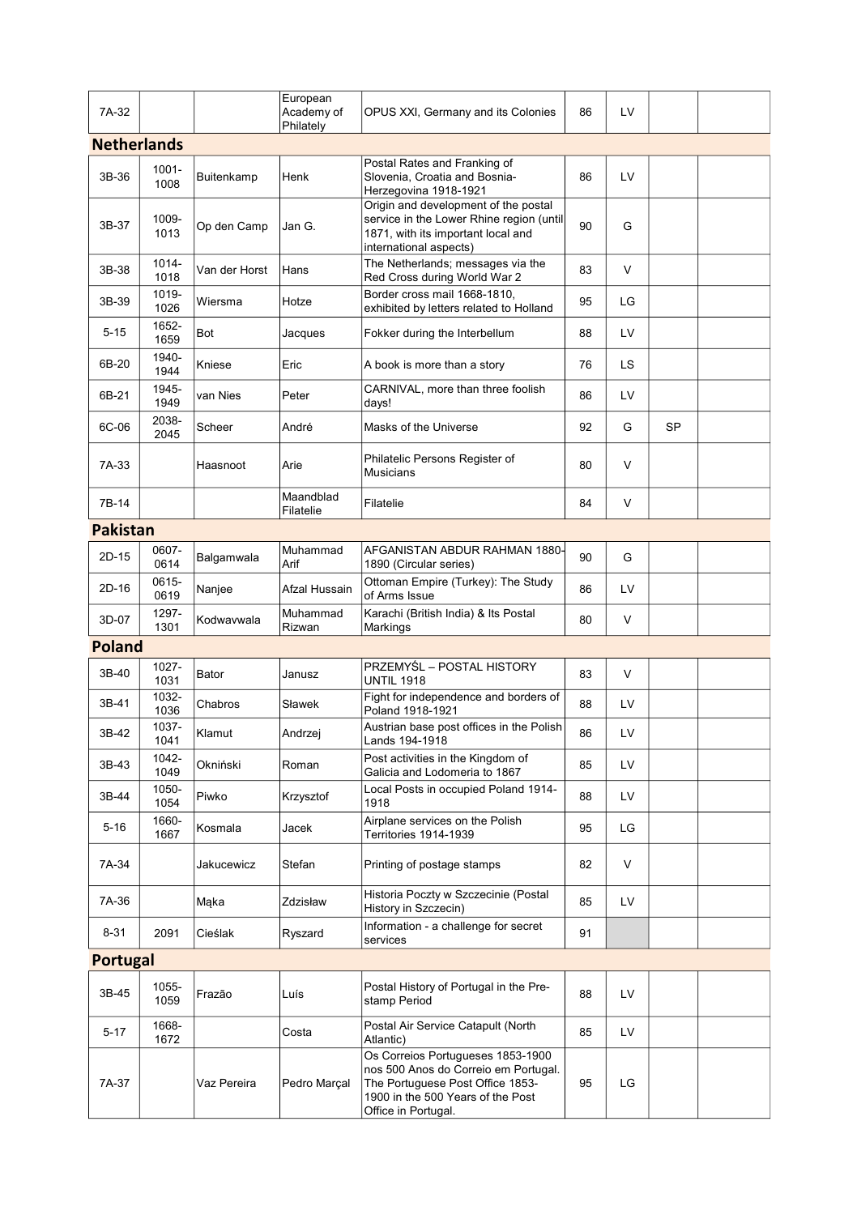| 7A-32 | | | European Academy of Philately | OPUS XXI, Germany and its Colonies | 86 | LV | | |
|---|---|---|---|---|---|---|---|---|

## Netherlands

| | | | | | | | | |
|---|---|---|---|---|---|---|---|---|
| 3B-36 | 1001-1008 | Buitenkamp | Henk | Postal Rates and Franking of Slovenia, Croatia and Bosnia-Herzegovina 1918-1921 | 86 | LV | | |
| 3B-37 | 1009-1013 | Op den Camp | Jan G. | Origin and development of the postal service in the Lower Rhine region (until 1871, with its important local and international aspects) | 90 | G | | |
| 3B-38 | 1014-1018 | Van der Horst | Hans | The Netherlands; messages via the Red Cross during World War 2 | 83 | V | | |
| 3B-39 | 1019-1026 | Wiersma | Hotze | Border cross mail 1668-1810, exhibited by letters related to Holland | 95 | LG | | |
| 5-15 | 1652-1659 | Bot | Jacques | Fokker during the Interbellum | 88 | LV | | |
| 6B-20 | 1940-1944 | Kniese | Eric | A book is more than a story | 76 | LS | | |
| 6B-21 | 1945-1949 | van Nies | Peter | CARNIVAL, more than three foolish days! | 86 | LV | | |
| 6C-06 | 2038-2045 | Scheer | André | Masks of the Universe | 92 | G | SP | |
| 7A-33 | | Haasnoot | Arie | Philatelic Persons Register of Musicians | 80 | V | | |
| 7B-14 | | | Maandblad Filatelie | Filatelie | 84 | V | | |

## Pakistan

| | | | | | | | | |
|---|---|---|---|---|---|---|---|---|
| 2D-15 | 0607-0614 | Balgamwala | Muhammad Arif | AFGANISTAN ABDUR RAHMAN 1880-1890 (Circular series) | 90 | G | | |
| 2D-16 | 0615-0619 | Nanjee | Afzal Hussain | Ottoman Empire (Turkey): The Study of Arms Issue | 86 | LV | | |
| 3D-07 | 1297-1301 | Kodwavwala | Muhammad Rizwan | Karachi (British India) & Its Postal Markings | 80 | V | | |

## Poland

| | | | | | | | | |
|---|---|---|---|---|---|---|---|---|
| 3B-40 | 1027-1031 | Bator | Janusz | PRZEMYŚL – POSTAL HISTORY UNTIL 1918 | 83 | V | | |
| 3B-41 | 1032-1036 | Chabros | Sławek | Fight for independence and borders of Poland 1918-1921 | 88 | LV | | |
| 3B-42 | 1037-1041 | Klamut | Andrzej | Austrian base post offices in the Polish Lands 194-1918 | 86 | LV | | |
| 3B-43 | 1042-1049 | Okniński | Roman | Post activities in the Kingdom of Galicia and Lodomeria to 1867 | 85 | LV | | |
| 3B-44 | 1050-1054 | Piwko | Krzysztof | Local Posts in occupied Poland 1914-1918 | 88 | LV | | |
| 5-16 | 1660-1667 | Kosmala | Jacek | Airplane services on the Polish Territories 1914-1939 | 95 | LG | | |
| 7A-34 | | Jakucewicz | Stefan | Printing of postage stamps | 82 | V | | |
| 7A-36 | | Mąka | Zdzisław | Historia Poczty w Szczecinie (Postal History in Szczecin) | 85 | LV | | |
| 8-31 | 2091 | Cieślak | Ryszard | Information - a challenge for secret services | 91 | | | |

## Portugal

| | | | | | | | | |
|---|---|---|---|---|---|---|---|---|
| 3B-45 | 1055-1059 | Frazão | Luís | Postal History of Portugal in the Pre-stamp Period | 88 | LV | | |
| 5-17 | 1668-1672 | | Costa | Postal Air Service Catapult (North Atlantic) | 85 | LV | | |
| 7A-37 | | Vaz Pereira | Pedro Marçal | Os Correios Portugueses 1853-1900 nos 500 Anos do Correio em Portugal. The Portuguese Post Office 1853-1900 in the 500 Years of the Post Office in Portugal. | 95 | LG | | |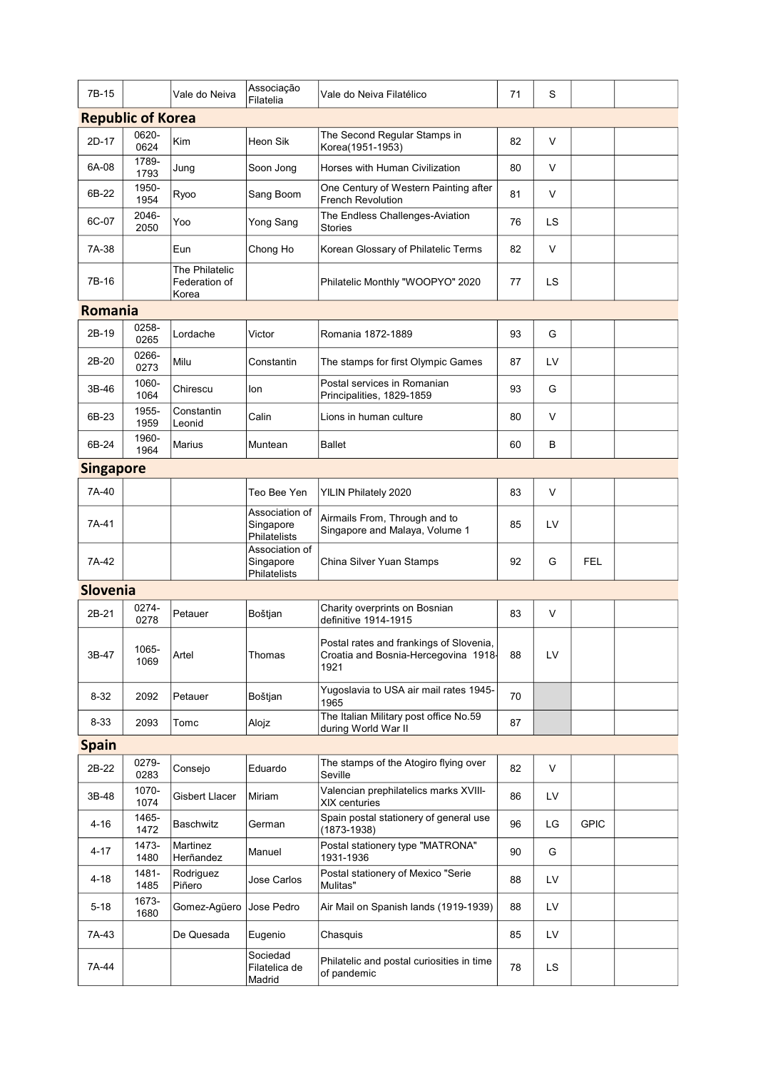| 7B-15 | | Vale do Neiva | Associação Filatelia | Vale do Neiva Filatélico | 71 | S | | |
|---|---|---|---|---|---|---|---|---|

## Republic of Korea

| | | | | | | | | |
|---|---|---|---|---|---|---|---|---|
| 2D-17 | 0620-0624 | Kim | Heon Sik | The Second Regular Stamps in Korea(1951-1953) | 82 | V | | |
| 6A-08 | 1789-1793 | Jung | Soon Jong | Horses with Human Civilization | 80 | V | | |
| 6B-22 | 1950-1954 | Ryoo | Sang Boom | One Century of Western Painting after French Revolution | 81 | V | | |
| 6C-07 | 2046-2050 | Yoo | Yong Sang | The Endless Challenges-Aviation Stories | 76 | LS | | |
| 7A-38 | | Eun | Chong Ho | Korean Glossary of Philatelic Terms | 82 | V | | |
| 7B-16 | | The Philatelic Federation of Korea | | Philatelic Monthly "WOOPYO" 2020 | 77 | LS | | |

## Romania

| | | | | | | | | |
|---|---|---|---|---|---|---|---|---|
| 2B-19 | 0258-0265 | Lordache | Victor | Romania 1872-1889 | 93 | G | | |
| 2B-20 | 0266-0273 | Milu | Constantin | The stamps for first Olympic Games | 87 | LV | | |
| 3B-46 | 1060-1064 | Chirescu | Ion | Postal services in Romanian Principalities, 1829-1859 | 93 | G | | |
| 6B-23 | 1955-1959 | Constantin Leonid | Calin | Lions in human culture | 80 | V | | |
| 6B-24 | 1960-1964 | Marius | Muntean | Ballet | 60 | B | | |

## Singapore

| | | | | | | | | |
|---|---|---|---|---|---|---|---|---|
| 7A-40 | | | Teo Bee Yen | YILIN Philately 2020 | 83 | V | | |
| 7A-41 | | | Association of Singapore Philatelists | Airmails From, Through and to Singapore and Malaya, Volume 1 | 85 | LV | | |
| 7A-42 | | | Association of Singapore Philatelists | China Silver Yuan Stamps | 92 | G | FEL | |

## Slovenia

| | | | | | | | | |
|---|---|---|---|---|---|---|---|---|
| 2B-21 | 0274-0278 | Petauer | Boštjan | Charity overprints on Bosnian definitive 1914-1915 | 83 | V | | |
| 3B-47 | 1065-1069 | Artel | Thomas | Postal rates and frankings of Slovenia, Croatia and Bosnia-Hercegovina 1918-1921 | 88 | LV | | |
| 8-32 | 2092 | Petauer | Boštjan | Yugoslavia to USA air mail rates 1945-1965 | 70 | | | |
| 8-33 | 2093 | Tomc | Alojz | The Italian Military post office No.59 during World War II | 87 | | | |

## Spain

| | | | | | | | | |
|---|---|---|---|---|---|---|---|---|
| 2B-22 | 0279-0283 | Consejo | Eduardo | The stamps of the Atogiro flying over Seville | 82 | V | | |
| 3B-48 | 1070-1074 | Gisbert Llacer | Miriam | Valencian prephilatelics marks XVIII-XIX centuries | 86 | LV | | |
| 4-16 | 1465-1472 | Baschwitz | German | Spain postal stationery of general use (1873-1938) | 96 | LG | GPIC | |
| 4-17 | 1473-1480 | Martinez Herñandez | Manuel | Postal stationery type "MATRONA" 1931-1936 | 90 | G | | |
| 4-18 | 1481-1485 | Rodriguez Piñero | Jose Carlos | Postal stationery of Mexico "Serie Mulitas" | 88 | LV | | |
| 5-18 | 1673-1680 | Gomez-Agüero | Jose Pedro | Air Mail on Spanish lands (1919-1939) | 88 | LV | | |
| 7A-43 | | De Quesada | Eugenio | Chasquis | 85 | LV | | |
| 7A-44 | | | Sociedad Filatelica de Madrid | Philatelic and postal curiosities in time of pandemic | 78 | LS | | |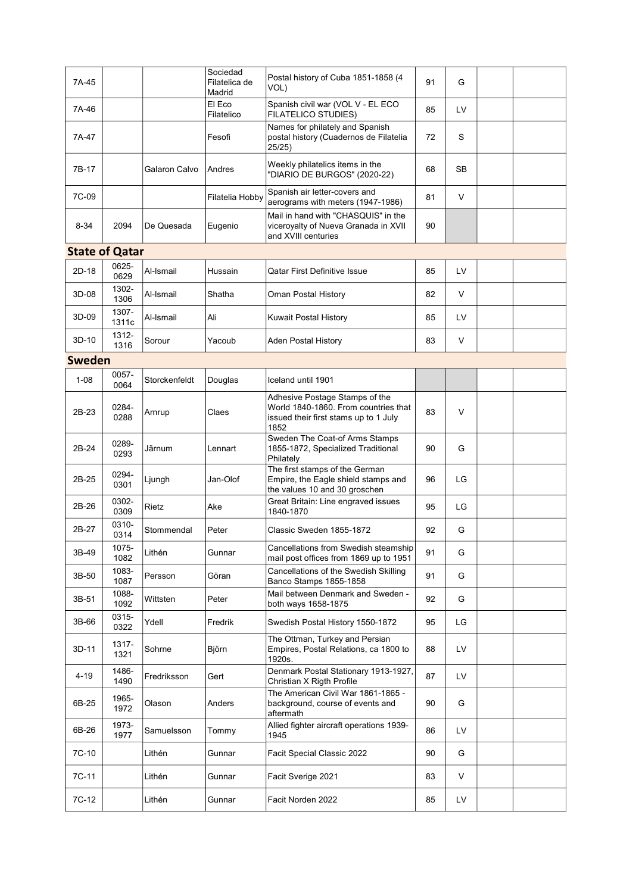| 7A-45 | | | Sociedad Filatelica de Madrid | Postal history of Cuba 1851-1858 (4 VOL) | 91 | G | | |
|---|---|---|---|---|---|---|---|---|
| 7A-46 | | | El Eco Filatelico | Spanish civil war (VOL V - EL ECO FILATELICO STUDIES) | 85 | LV | | |
| 7A-47 | | | Fesofi | Names for philately and Spanish postal history (Cuadernos de Filatelia 25/25) | 72 | S | | |
| 7B-17 | | Galaron Calvo | Andres | Weekly philatelics items in the "DIARIO DE BURGOS" (2020-22) | 68 | SB | | |
| 7C-09 | | | Filatelia Hobby | Spanish air letter-covers and aerograms with meters (1947-1986) | 81 | V | | |
| 8-34 | 2094 | De Quesada | Eugenio | Mail in hand with "CHASQUIS" in the viceroyalty of Nueva Granada in XVII and XVIII centuries | 90 | | | |

## State of Qatar

| | | | | | | | | |
|---|---|---|---|---|---|---|---|---|
| 2D-18 | 0625-0629 | Al-Ismail | Hussain | Qatar First Definitive Issue | 85 | LV | | |
| 3D-08 | 1302-1306 | Al-Ismail | Shatha | Oman Postal History | 82 | V | | |
| 3D-09 | 1307-1311c | Al-Ismail | Ali | Kuwait Postal History | 85 | LV | | |
| 3D-10 | 1312-1316 | Sorour | Yacoub | Aden Postal History | 83 | V | | |

## Sweden

| | | | | | | | | |
|---|---|---|---|---|---|---|---|---|
| 1-08 | 0057-0064 | Storckenfeldt | Douglas | Iceland until 1901 | | | | |
| 2B-23 | 0284-0288 | Arnrup | Claes | Adhesive Postage Stamps of the World 1840-1860. From countries that issued their first stams up to 1 July 1852 | 83 | V | | |
| 2B-24 | 0289-0293 | Järnum | Lennart | Sweden The Coat-of Arms Stamps 1855-1872, Specialized Traditional Philately | 90 | G | | |
| 2B-25 | 0294-0301 | Ljungh | Jan-Olof | The first stamps of the German Empire, the Eagle shield stamps and the values 10 and 30 groschen | 96 | LG | | |
| 2B-26 | 0302-0309 | Rietz | Ake | Great Britain: Line engraved issues 1840-1870 | 95 | LG | | |
| 2B-27 | 0310-0314 | Stommendal | Peter | Classic Sweden 1855-1872 | 92 | G | | |
| 3B-49 | 1075-1082 | Lithén | Gunnar | Cancellations from Swedish steamship mail post offices from 1869 up to 1951 | 91 | G | | |
| 3B-50 | 1083-1087 | Persson | Göran | Cancellations of the Swedish Skilling Banco Stamps 1855-1858 | 91 | G | | |
| 3B-51 | 1088-1092 | Wittsten | Peter | Mail between Denmark and Sweden - both ways 1658-1875 | 92 | G | | |
| 3B-66 | 0315-0322 | Ydell | Fredrik | Swedish Postal History 1550-1872 | 95 | LG | | |
| 3D-11 | 1317-1321 | Sohrne | Björn | The Ottman, Turkey and Persian Empires, Postal Relations, ca 1800 to 1920s. | 88 | LV | | |
| 4-19 | 1486-1490 | Fredriksson | Gert | Denmark Postal Stationary 1913-1927, Christian X Rigth Profile | 87 | LV | | |
| 6B-25 | 1965-1972 | Olason | Anders | The American Civil War 1861-1865 - background, course of events and aftermath | 90 | G | | |
| 6B-26 | 1973-1977 | Samuelsson | Tommy | Allied fighter aircraft operations 1939-1945 | 86 | LV | | |
| 7C-10 | | Lithén | Gunnar | Facit Special Classic 2022 | 90 | G | | |
| 7C-11 | | Lithén | Gunnar | Facit Sverige 2021 | 83 | V | | |
| 7C-12 | | Lithén | Gunnar | Facit Norden 2022 | 85 | LV | | |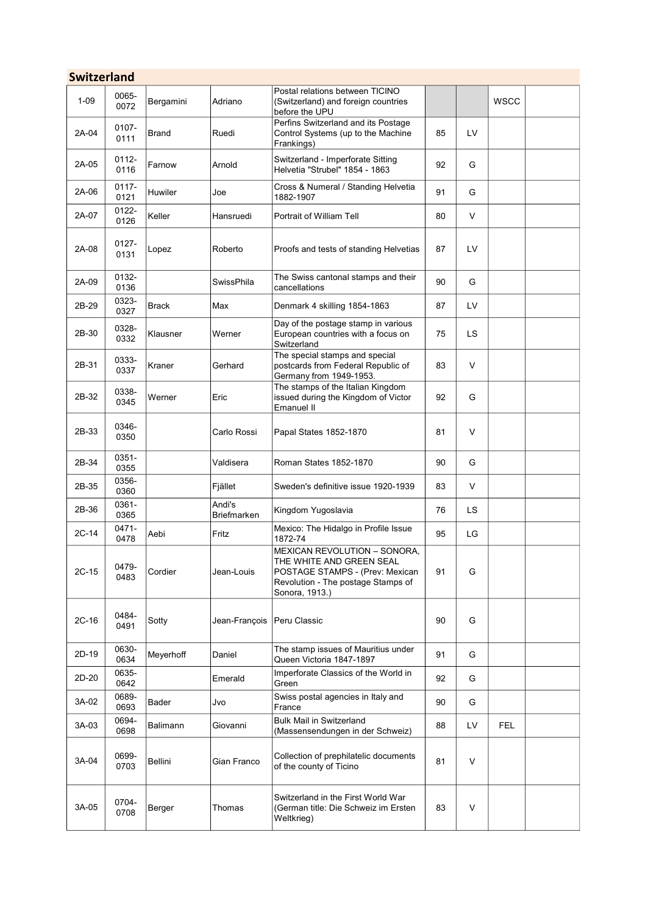## Switzerland

| | | | | | | | | |
|---|---|---|---|---|---|---|---|---|
| 1-09 | 0065-0072 | Bergamini | Adriano | Postal relations between TICINO (Switzerland) and foreign countries before the UPU | | | WSCC | |
| 2A-04 | 0107-0111 | Brand | Ruedi | Perfins Switzerland and its Postage Control Systems (up to the Machine Frankings) | 85 | LV | | |
| 2A-05 | 0112-0116 | Farnow | Arnold | Switzerland - Imperforate Sitting Helvetia "Strubel" 1854 - 1863 | 92 | G | | |
| 2A-06 | 0117-0121 | Huwiler | Joe | Cross & Numeral / Standing Helvetia 1882-1907 | 91 | G | | |
| 2A-07 | 0122-0126 | Keller | Hansruedi | Portrait of William Tell | 80 | V | | |
| 2A-08 | 0127-0131 | Lopez | Roberto | Proofs and tests of standing Helvetias | 87 | LV | | |
| 2A-09 | 0132-0136 | | SwissPhila | The Swiss cantonal stamps and their cancellations | 90 | G | | |
| 2B-29 | 0323-0327 | Brack | Max | Denmark 4 skilling 1854-1863 | 87 | LV | | |
| 2B-30 | 0328-0332 | Klausner | Werner | Day of the postage stamp in various European countries with a focus on Switzerland | 75 | LS | | |
| 2B-31 | 0333-0337 | Kraner | Gerhard | The special stamps and special postcards from Federal Republic of Germany from 1949-1953. | 83 | V | | |
| 2B-32 | 0338-0345 | Werner | Eric | The stamps of the Italian Kingdom issued during the Kingdom of Victor Emanuel II | 92 | G | | |
| 2B-33 | 0346-0350 | | Carlo Rossi | Papal States 1852-1870 | 81 | V | | |
| 2B-34 | 0351-0355 | | Valdisera | Roman States 1852-1870 | 90 | G | | |
| 2B-35 | 0356-0360 | | Fjället | Sweden's definitive issue 1920-1939 | 83 | V | | |
| 2B-36 | 0361-0365 | | Andi's Briefmarken | Kingdom Yugoslavia | 76 | LS | | |
| 2C-14 | 0471-0478 | Aebi | Fritz | Mexico: The Hidalgo in Profile Issue 1872-74 | 95 | LG | | |
| 2C-15 | 0479-0483 | Cordier | Jean-Louis | MEXICAN REVOLUTION – SONORA, THE WHITE AND GREEN SEAL POSTAGE STAMPS - (Prev: Mexican Revolution - The postage Stamps of Sonora, 1913.) | 91 | G | | |
| 2C-16 | 0484-0491 | Sotty | Jean-François | Peru Classic | 90 | G | | |
| 2D-19 | 0630-0634 | Meyerhoff | Daniel | The stamp issues of Mauritius under Queen Victoria 1847-1897 | 91 | G | | |
| 2D-20 | 0635-0642 | | Emerald | Imperforate Classics of the World in Green | 92 | G | | |
| 3A-02 | 0689-0693 | Bader | Jvo | Swiss postal agencies in Italy and France | 90 | G | | |
| 3A-03 | 0694-0698 | Balimann | Giovanni | Bulk Mail in Switzerland (Massensendungen in der Schweiz) | 88 | LV | FEL | |
| 3A-04 | 0699-0703 | Bellini | Gian Franco | Collection of prephilatelic documents of the county of Ticino | 81 | V | | |
| 3A-05 | 0704-0708 | Berger | Thomas | Switzerland in the First World War (German title: Die Schweiz im Ersten Weltkrieg) | 83 | V | | |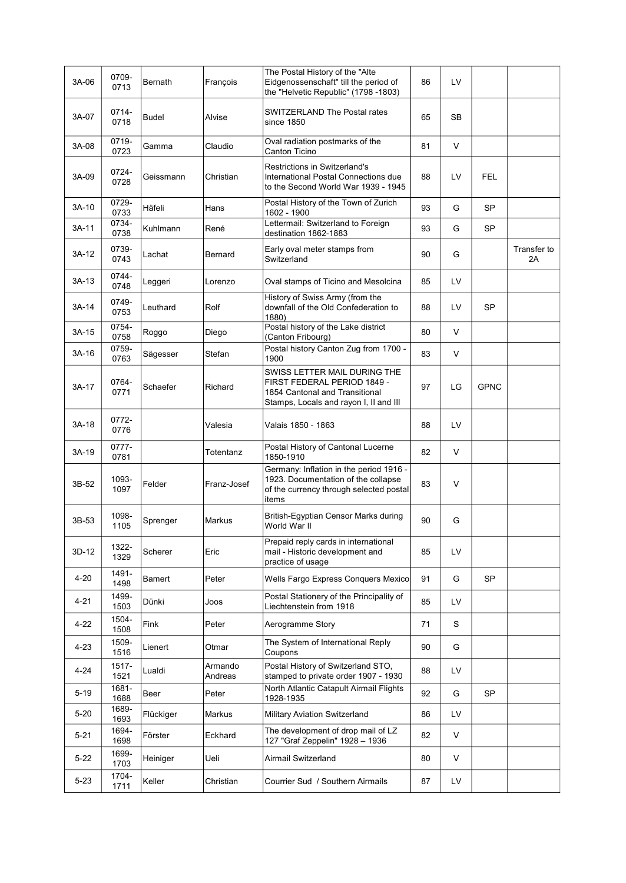| | | | | | | | | |
|---|---|---|---|---|---|---|---|---|
| 3A-06 | 0709-0713 | Bernath | François | The Postal History of the "Alte Eidgenossenschaft" till the period of the "Helvetic Republic" (1798 -1803) | 86 | LV | | |
| 3A-07 | 0714-0718 | Budel | Alvise | SWITZERLAND The Postal rates since 1850 | 65 | SB | | |
| 3A-08 | 0719-0723 | Gamma | Claudio | Oval radiation postmarks of the Canton Ticino | 81 | V | | |
| 3A-09 | 0724-0728 | Geissmann | Christian | Restrictions in Switzerland's International Postal Connections due to the Second World War 1939 - 1945 | 88 | LV | FEL | |
| 3A-10 | 0729-0733 | Häfeli | Hans | Postal History of the Town of Zurich 1602 - 1900 | 93 | G | SP | |
| 3A-11 | 0734-0738 | Kuhlmann | René | Lettermail: Switzerland to Foreign destination 1862-1883 | 93 | G | SP | |
| 3A-12 | 0739-0743 | Lachat | Bernard | Early oval meter stamps from Switzerland | 90 | G | | Transfer to 2A |
| 3A-13 | 0744-0748 | Leggeri | Lorenzo | Oval stamps of Ticino and Mesolcina | 85 | LV | | |
| 3A-14 | 0749-0753 | Leuthard | Rolf | History of Swiss Army (from the downfall of the Old Confederation to 1880) | 88 | LV | SP | |
| 3A-15 | 0754-0758 | Roggo | Diego | Postal history of the Lake district (Canton Fribourg) | 80 | V | | |
| 3A-16 | 0759-0763 | Sägesser | Stefan | Postal history Canton Zug from 1700 - 1900 | 83 | V | | |
| 3A-17 | 0764-0771 | Schaefer | Richard | SWISS LETTER MAIL DURING THE FIRST FEDERAL PERIOD 1849 - 1854 Cantonal and Transitional Stamps, Locals and rayon I, II and III | 97 | LG | GPNC | |
| 3A-18 | 0772-0776 | | Valesia | Valais 1850 - 1863 | 88 | LV | | |
| 3A-19 | 0777-0781 | | Totentanz | Postal History of Cantonal Lucerne 1850-1910 | 82 | V | | |
| 3B-52 | 1093-1097 | Felder | Franz-Josef | Germany: Inflation in the period 1916 - 1923. Documentation of the collapse of the currency through selected postal items | 83 | V | | |
| 3B-53 | 1098-1105 | Sprenger | Markus | British-Egyptian Censor Marks during World War II | 90 | G | | |
| 3D-12 | 1322-1329 | Scherer | Eric | Prepaid reply cards in international mail - Historic development and practice of usage | 85 | LV | | |
| 4-20 | 1491-1498 | Bamert | Peter | Wells Fargo Express Conquers Mexico | 91 | G | SP | |
| 4-21 | 1499-1503 | Dünki | Joos | Postal Stationery of the Principality of Liechtenstein from 1918 | 85 | LV | | |
| 4-22 | 1504-1508 | Fink | Peter | Aerogramme Story | 71 | S | | |
| 4-23 | 1509-1516 | Lienert | Otmar | The System of International Reply Coupons | 90 | G | | |
| 4-24 | 1517-1521 | Lualdi | Armando Andreas | Postal History of Switzerland STO, stamped to private order 1907 - 1930 | 88 | LV | | |
| 5-19 | 1681-1688 | Beer | Peter | North Atlantic Catapult Airmail Flights 1928-1935 | 92 | G | SP | |
| 5-20 | 1689-1693 | Flückiger | Markus | Military Aviation Switzerland | 86 | LV | | |
| 5-21 | 1694-1698 | Förster | Eckhard | The development of drop mail of LZ 127 "Graf Zeppelin" 1928 – 1936 | 82 | V | | |
| 5-22 | 1699-1703 | Heiniger | Ueli | Airmail Switzerland | 80 | V | | |
| 5-23 | 1704-1711 | Keller | Christian | Courrier Sud / Southern Airmails | 87 | LV | | |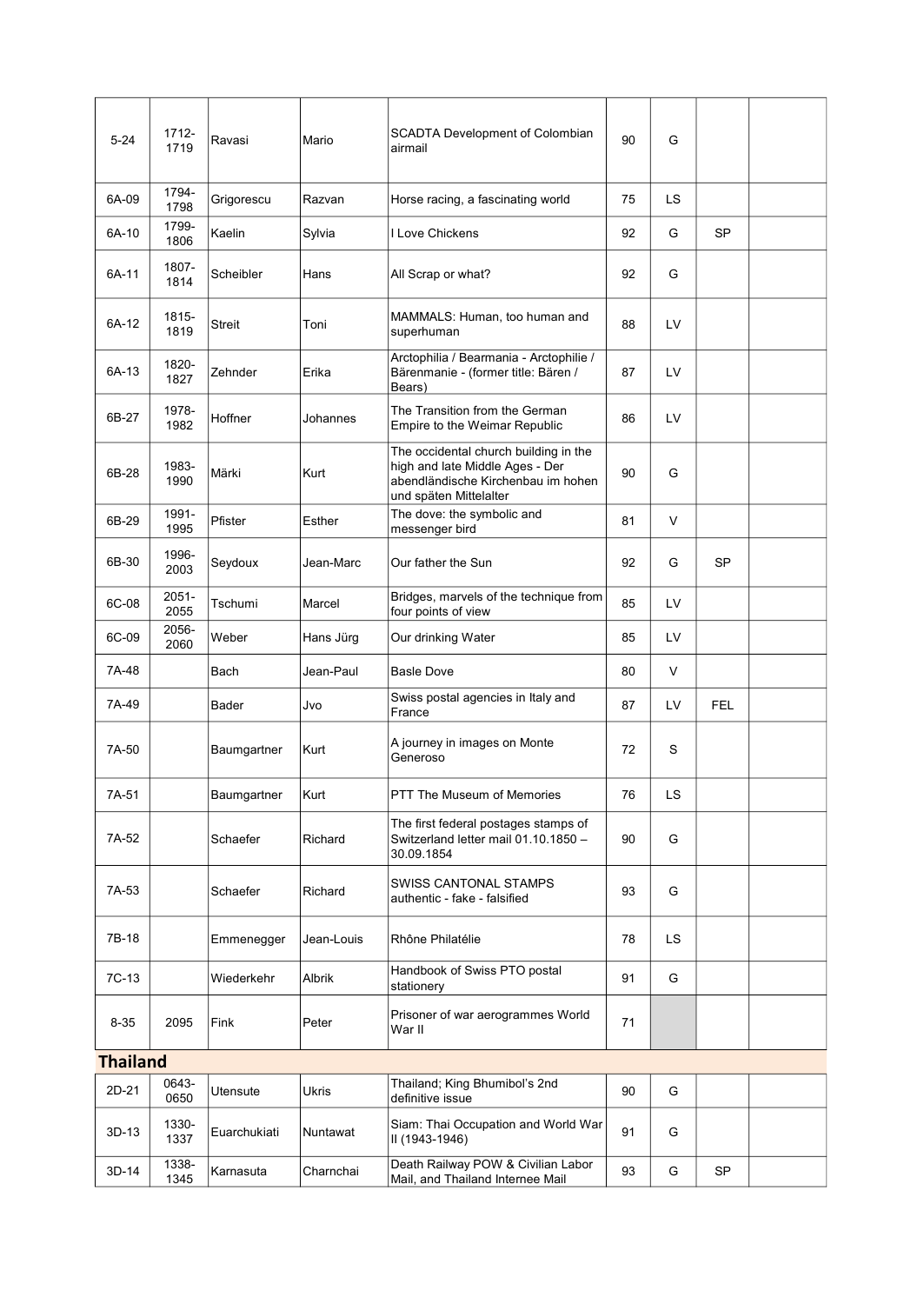| | | | | | | | | |
|---|---|---|---|---|---|---|---|---|
| 5-24 | 1712-1719 | Ravasi | Mario | SCADTA Development of Colombian airmail | 90 | G | | |
| 6A-09 | 1794-1798 | Grigorescu | Razvan | Horse racing, a fascinating world | 75 | LS | | |
| 6A-10 | 1799-1806 | Kaelin | Sylvia | I Love Chickens | 92 | G | SP | |
| 6A-11 | 1807-1814 | Scheibler | Hans | All Scrap or what? | 92 | G | | |
| 6A-12 | 1815-1819 | Streit | Toni | MAMMALS: Human, too human and superhuman | 88 | LV | | |
| 6A-13 | 1820-1827 | Zehnder | Erika | Arctophilia / Bearmania - Arctophilie / Bärenmanie - (former title: Bären / Bears) | 87 | LV | | |
| 6B-27 | 1978-1982 | Hoffner | Johannes | The Transition from the German Empire to the Weimar Republic | 86 | LV | | |
| 6B-28 | 1983-1990 | Märki | Kurt | The occidental church building in the high and late Middle Ages - Der abendländische Kirchenbau im hohen und späten Mittelalter | 90 | G | | |
| 6B-29 | 1991-1995 | Pfister | Esther | The dove: the symbolic and messenger bird | 81 | V | | |
| 6B-30 | 1996-2003 | Seydoux | Jean-Marc | Our father the Sun | 92 | G | SP | |
| 6C-08 | 2051-2055 | Tschumi | Marcel | Bridges, marvels of the technique from four points of view | 85 | LV | | |
| 6C-09 | 2056-2060 | Weber | Hans Jürg | Our drinking Water | 85 | LV | | |
| 7A-48 | | Bach | Jean-Paul | Basle Dove | 80 | V | | |
| 7A-49 | | Bader | Jvo | Swiss postal agencies in Italy and France | 87 | LV | FEL | |
| 7A-50 | | Baumgartner | Kurt | A journey in images on Monte Generoso | 72 | S | | |
| 7A-51 | | Baumgartner | Kurt | PTT The Museum of Memories | 76 | LS | | |
| 7A-52 | | Schaefer | Richard | The first federal postages stamps of Switzerland letter mail 01.10.1850 – 30.09.1854 | 90 | G | | |
| 7A-53 | | Schaefer | Richard | SWISS CANTONAL STAMPS authentic - fake - falsified | 93 | G | | |
| 7B-18 | | Emmenegger | Jean-Louis | Rhône Philatélie | 78 | LS | | |
| 7C-13 | | Wiederkehr | Albrik | Handbook of Swiss PTO postal stationery | 91 | G | | |
| 8-35 | 2095 | Fink | Peter | Prisoner of war aerogrammes World War II | 71 | | | |
| **Thailand** | | | | | | | | |
| 2D-21 | 0643-0650 | Utensute | Ukris | Thailand; King Bhumibol's 2nd definitive issue | 90 | G | | |
| 3D-13 | 1330-1337 | Euarchukiati | Nuntawat | Siam: Thai Occupation and World War II (1943-1946) | 91 | G | | |
| 3D-14 | 1338-1345 | Karnasuta | Charnchai | Death Railway POW & Civilian Labor Mail, and Thailand Internee Mail | 93 | G | SP | |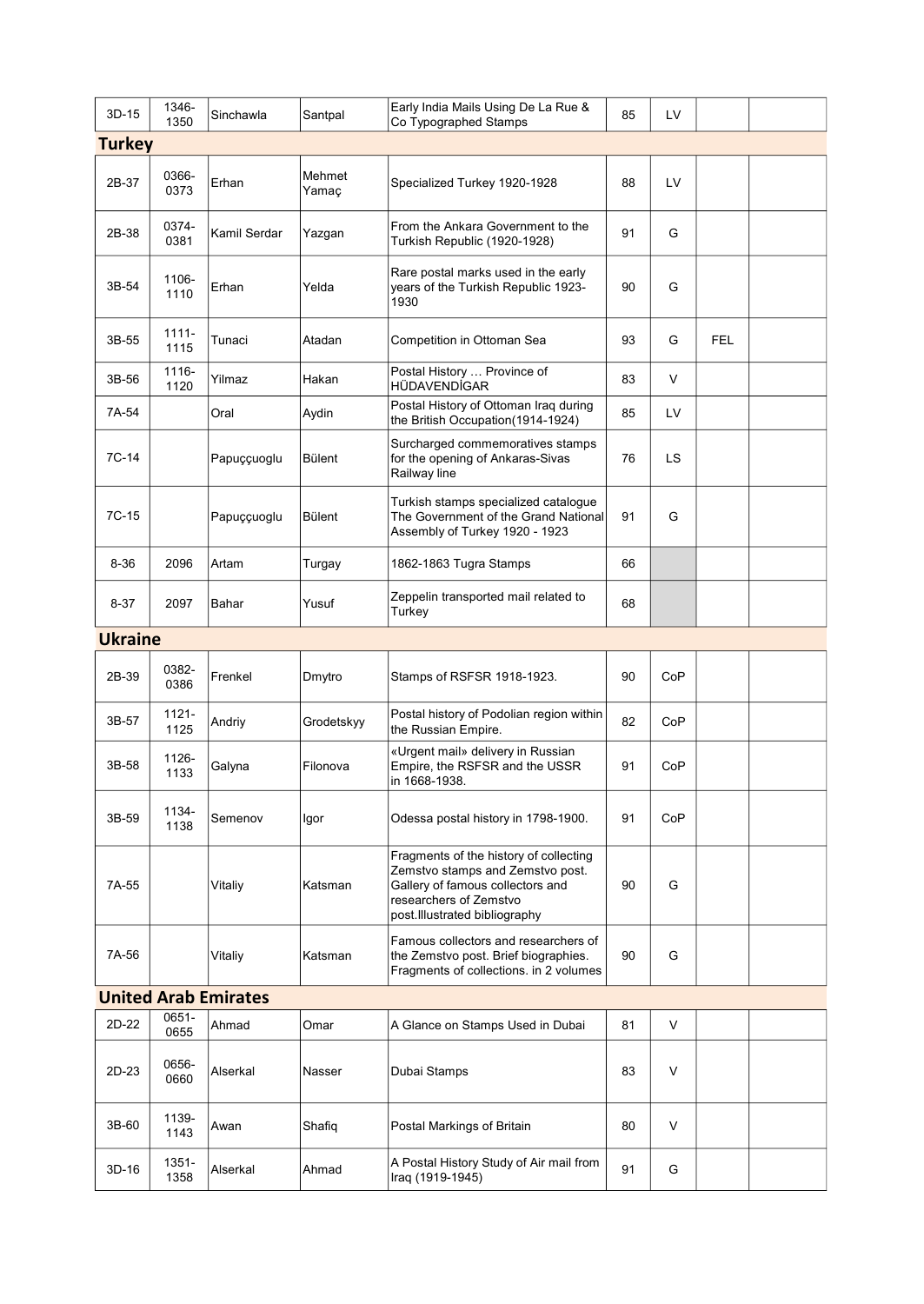| | | | | | | | | |
|---|---|---|---|---|---|---|---|---|
| 3D-15 | 1346-1350 | Sinchawla | Santpal | Early India Mails Using De La Rue & Co Typographed Stamps | 85 | LV | | |

## Turkey

| | | | | | | | | |
|---|---|---|---|---|---|---|---|---|
| 2B-37 | 0366-0373 | Erhan | Mehmet Yamaç | Specialized Turkey 1920-1928 | 88 | LV | | |
| 2B-38 | 0374-0381 | Kamil Serdar | Yazgan | From the Ankara Government to the Turkish Republic (1920-1928) | 91 | G | | |
| 3B-54 | 1106-1110 | Erhan | Yelda | Rare postal marks used in the early years of the Turkish Republic 1923-1930 | 90 | G | | |
| 3B-55 | 1111-1115 | Tunaci | Atadan | Competition in Ottoman Sea | 93 | G | FEL | |
| 3B-56 | 1116-1120 | Yilmaz | Hakan | Postal History … Province of HÜDAVENDİGAR | 83 | V | | |
| 7A-54 | | Oral | Aydin | Postal History of Ottoman Iraq during the British Occupation(1914-1924) | 85 | LV | | |
| 7C-14 | | Papuççuoglu | Bülent | Surcharged commemoratives stamps for the opening of Ankaras-Sivas Railway line | 76 | LS | | |
| 7C-15 | | Papuççuoglu | Bülent | Turkish stamps specialized catalogue The Government of the Grand National Assembly of Turkey 1920 - 1923 | 91 | G | | |
| 8-36 | 2096 | Artam | Turgay | 1862-1863 Tugra Stamps | 66 | | | |
| 8-37 | 2097 | Bahar | Yusuf | Zeppelin transported mail related to Turkey | 68 | | | |

## Ukraine

| | | | | | | | | |
|---|---|---|---|---|---|---|---|---|
| 2B-39 | 0382-0386 | Frenkel | Dmytro | Stamps of RSFSR 1918-1923. | 90 | CoP | | |
| 3B-57 | 1121-1125 | Andriy | Grodetskyy | Postal history of Podolian region within the Russian Empire. | 82 | CoP | | |
| 3B-58 | 1126-1133 | Galyna | Filonova | «Urgent mail» delivery in Russian Empire, the RSFSR and the USSR in 1668-1938. | 91 | CoP | | |
| 3B-59 | 1134-1138 | Semenov | Igor | Odessa postal history in 1798-1900. | 91 | CoP | | |
| 7A-55 | | Vitaliy | Katsman | Fragments of the history of collecting Zemstvo stamps and Zemstvo post. Gallery of famous collectors and researchers of Zemstvo post.Illustrated bibliography | 90 | G | | |
| 7A-56 | | Vitaliy | Katsman | Famous collectors and researchers of the Zemstvo post. Brief biographies. Fragments of collections. in 2 volumes | 90 | G | | |

## United Arab Emirates

| | | | | | | | | |
|---|---|---|---|---|---|---|---|---|
| 2D-22 | 0651-0655 | Ahmad | Omar | A Glance on Stamps Used in Dubai | 81 | V | | |
| 2D-23 | 0656-0660 | Alserkal | Nasser | Dubai Stamps | 83 | V | | |
| 3B-60 | 1139-1143 | Awan | Shafiq | Postal Markings of Britain | 80 | V | | |
| 3D-16 | 1351-1358 | Alserkal | Ahmad | A Postal History Study of Air mail from Iraq (1919-1945) | 91 | G | | |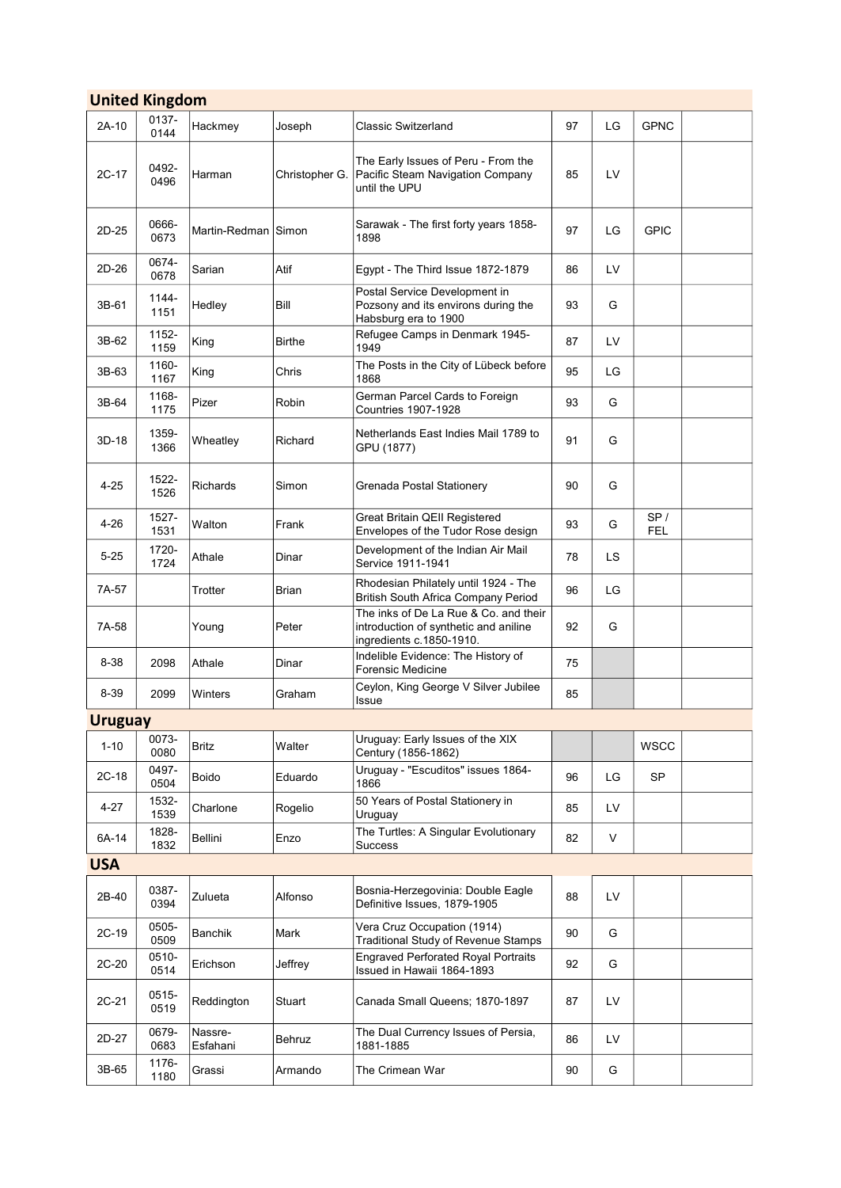## United Kingdom

| | | | | | | | | |
|---|---|---|---|---|---|---|---|---|
| 2A-10 | 0137-0144 | Hackmey | Joseph | Classic Switzerland | 97 | LG | GPNC | |
| 2C-17 | 0492-0496 | Harman | Christopher G. | The Early Issues of Peru - From the Pacific Steam Navigation Company until the UPU | 85 | LV | | |
| 2D-25 | 0666-0673 | Martin-Redman | Simon | Sarawak - The first forty years 1858-1898 | 97 | LG | GPIC | |
| 2D-26 | 0674-0678 | Sarian | Atif | Egypt - The Third Issue 1872-1879 | 86 | LV | | |
| 3B-61 | 1144-1151 | Hedley | Bill | Postal Service Development in Pozsony and its environs during the Habsburg era to 1900 | 93 | G | | |
| 3B-62 | 1152-1159 | King | Birthe | Refugee Camps in Denmark 1945-1949 | 87 | LV | | |
| 3B-63 | 1160-1167 | King | Chris | The Posts in the City of Lübeck before 1868 | 95 | LG | | |
| 3B-64 | 1168-1175 | Pizer | Robin | German Parcel Cards to Foreign Countries 1907-1928 | 93 | G | | |
| 3D-18 | 1359-1366 | Wheatley | Richard | Netherlands East Indies Mail 1789 to GPU (1877) | 91 | G | | |
| 4-25 | 1522-1526 | Richards | Simon | Grenada Postal Stationery | 90 | G | | |
| 4-26 | 1527-1531 | Walton | Frank | Great Britain QEII Registered Envelopes of the Tudor Rose design | 93 | G | SP / FEL | |
| 5-25 | 1720-1724 | Athale | Dinar | Development of the Indian Air Mail Service 1911-1941 | 78 | LS | | |
| 7A-57 | | Trotter | Brian | Rhodesian Philately until 1924 - The British South Africa Company Period | 96 | LG | | |
| 7A-58 | | Young | Peter | The inks of De La Rue & Co. and their introduction of synthetic and aniline ingredients c.1850-1910. | 92 | G | | |
| 8-38 | 2098 | Athale | Dinar | Indelible Evidence: The History of Forensic Medicine | 75 | | | |
| 8-39 | 2099 | Winters | Graham | Ceylon, King George V Silver Jubilee Issue | 85 | | | |

## Uruguay

| | | | | | | | | |
|---|---|---|---|---|---|---|---|---|
| 1-10 | 0073-0080 | Britz | Walter | Uruguay: Early Issues of the XIX Century (1856-1862) | | | WSCC | |
| 2C-18 | 0497-0504 | Boido | Eduardo | Uruguay - "Escuditos" issues 1864-1866 | 96 | LG | SP | |
| 4-27 | 1532-1539 | Charlone | Rogelio | 50 Years of Postal Stationery in Uruguay | 85 | LV | | |
| 6A-14 | 1828-1832 | Bellini | Enzo | The Turtles: A Singular Evolutionary Success | 82 | V | | |

## USA

| | | | | | | | | |
|---|---|---|---|---|---|---|---|---|
| 2B-40 | 0387-0394 | Zulueta | Alfonso | Bosnia-Herzegovinia: Double Eagle Definitive Issues, 1879-1905 | 88 | LV | | |
| 2C-19 | 0505-0509 | Banchik | Mark | Vera Cruz Occupation (1914) Traditional Study of Revenue Stamps | 90 | G | | |
| 2C-20 | 0510-0514 | Erichson | Jeffrey | Engraved Perforated Royal Portraits Issued in Hawaii 1864-1893 | 92 | G | | |
| 2C-21 | 0515-0519 | Reddington | Stuart | Canada Small Queens; 1870-1897 | 87 | LV | | |
| 2D-27 | 0679-0683 | Nassre-Esfahani | Behruz | The Dual Currency Issues of Persia, 1881-1885 | 86 | LV | | |
| 3B-65 | 1176-1180 | Grassi | Armando | The Crimean War | 90 | G | | |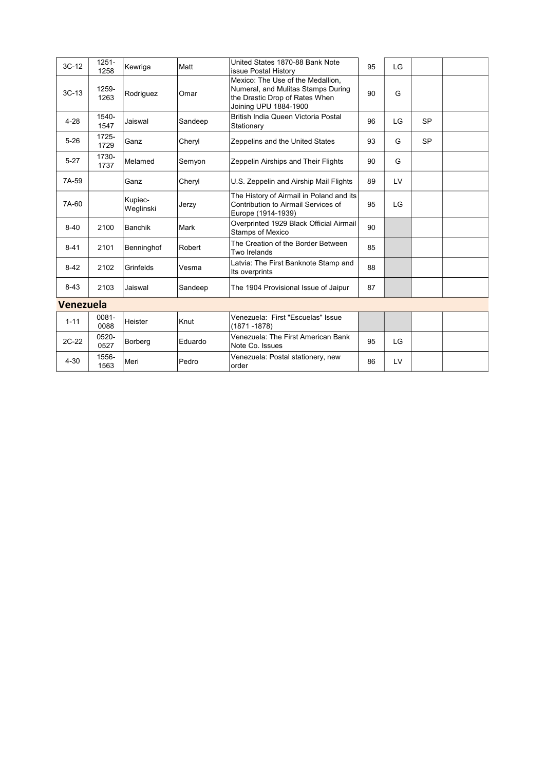| | | | | | | | | |
|---|---|---|---|---|---|---|---|---|
| 3C-12 | 1251-1258 | Kewriga | Matt | United States 1870-88 Bank Note issue Postal History | 95 | LG | | |
| 3C-13 | 1259-1263 | Rodriguez | Omar | Mexico: The Use of the Medallion, Numeral, and Mulitas Stamps During the Drastic Drop of Rates When Joining UPU 1884-1900 | 90 | G | | |
| 4-28 | 1540-1547 | Jaiswal | Sandeep | British India Queen Victoria Postal Stationary | 96 | LG | SP | |
| 5-26 | 1725-1729 | Ganz | Cheryl | Zeppelins and the United States | 93 | G | SP | |
| 5-27 | 1730-1737 | Melamed | Semyon | Zeppelin Airships and Their Flights | 90 | G | | |
| 7A-59 | | Ganz | Cheryl | U.S. Zeppelin and Airship Mail Flights | 89 | LV | | |
| 7A-60 | | Kupiec-Weglinski | Jerzy | The History of Airmail in Poland and its Contribution to Airmail Services of Europe (1914-1939) | 95 | LG | | |
| 8-40 | 2100 | Banchik | Mark | Overprinted 1929 Black Official Airmail Stamps of Mexico | 90 | | | |
| 8-41 | 2101 | Benninghof | Robert | The Creation of the Border Between Two Irelands | 85 | | | |
| 8-42 | 2102 | Grinfelds | Vesma | Latvia: The First Banknote Stamp and Its overprints | 88 | | | |
| 8-43 | 2103 | Jaiswal | Sandeep | The 1904 Provisional Issue of Jaipur | 87 | | | |

## Venezuela

| | | | | | | | | |
|---|---|---|---|---|---|---|---|---|
| 1-11 | 0081-0088 | Heister | Knut | Venezuela: First "Escuelas" Issue (1871 -1878) | | | | |
| 2C-22 | 0520-0527 | Borberg | Eduardo | Venezuela: The First American Bank Note Co. Issues | 95 | LG | | |
| 4-30 | 1556-1563 | Meri | Pedro | Venezuela: Postal stationery, new order | 86 | LV | | |